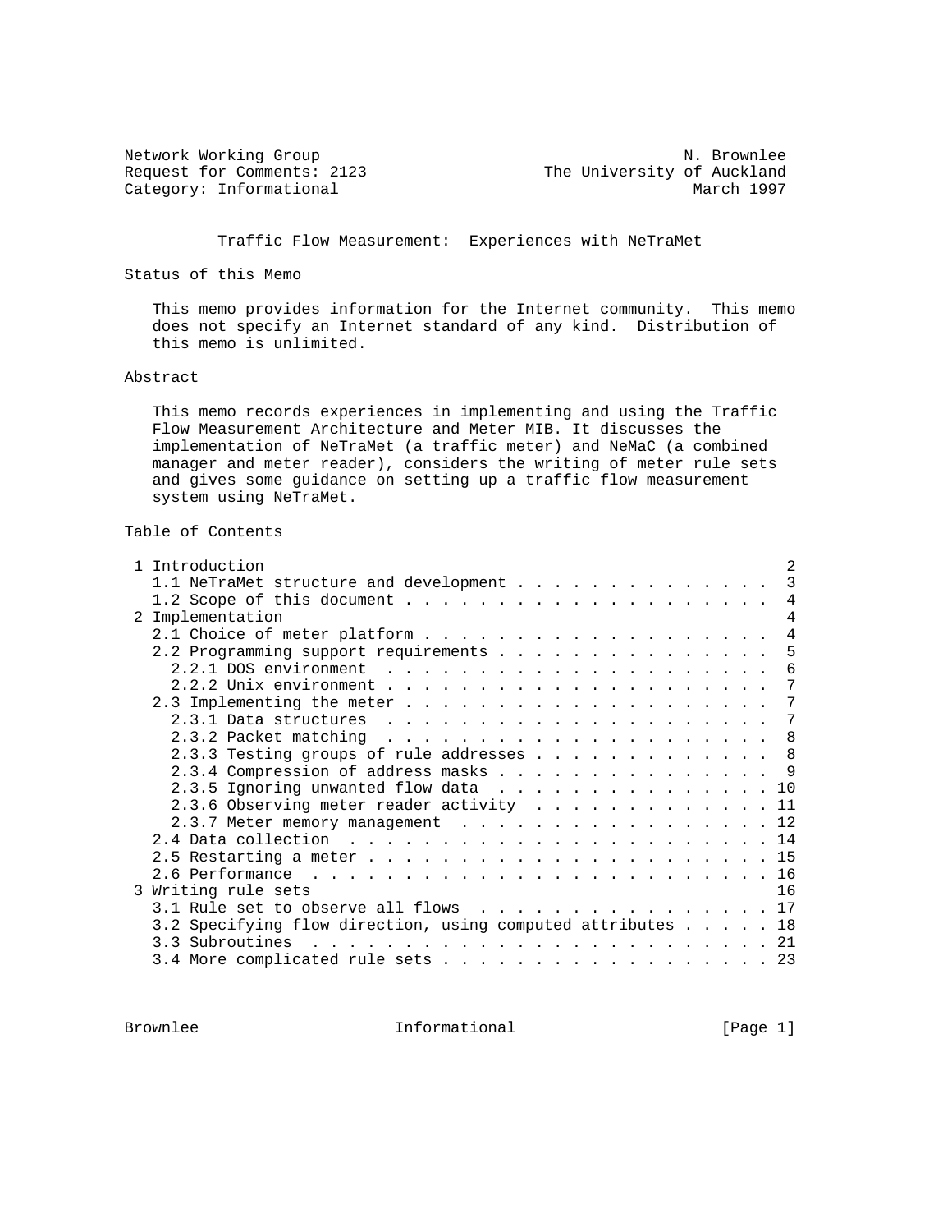Network Working Group N. Brownlee
Request for Comments: 2123 The University of Auckland
Category: Informational March 1997

# Traffic Flow Measurement: Experiences with NeTraMet

## Status of this Memo

This memo provides information for the Internet community. This memo does not specify an Internet standard of any kind. Distribution of this memo is unlimited.

## Abstract

This memo records experiences in implementing and using the Traffic Flow Measurement Architecture and Meter MIB. It discusses the implementation of NeTraMet (a traffic meter) and NeMaC (a combined manager and meter reader), considers the writing of meter rule sets and gives some guidance on setting up a traffic flow measurement system using NeTraMet.

## Table of Contents

```
 1 Introduction                                                        2
   1.1 NeTraMet structure and development . . . . . . . . . . . . . .  3
   1.2 Scope of this document . . . . . . . . . . . . . . . . . . . .  4
 2 Implementation                                                      4
   2.1 Choice of meter platform . . . . . . . . . . . . . . . . . . .  4
   2.2 Programming support requirements . . . . . . . . . . . . . . .  5
     2.2.1 DOS environment  . . . . . . . . . . . . . . . . . . . . .  6
     2.2.2 Unix environment . . . . . . . . . . . . . . . . . . . . .  7
   2.3 Implementing the meter . . . . . . . . . . . . . . . . . . . .  7
     2.3.1 Data structures  . . . . . . . . . . . . . . . . . . . . .  7
     2.3.2 Packet matching  . . . . . . . . . . . . . . . . . . . . .  8
     2.3.3 Testing groups of rule addresses . . . . . . . . . . . . .  8
     2.3.4 Compression of address masks . . . . . . . . . . . . . . .  9
     2.3.5 Ignoring unwanted flow data  . . . . . . . . . . . . . . . 10
     2.3.6 Observing meter reader activity  . . . . . . . . . . . . . 11
     2.3.7 Meter memory management  . . . . . . . . . . . . . . . . . 12
   2.4 Data collection  . . . . . . . . . . . . . . . . . . . . . . . 14
   2.5 Restarting a meter . . . . . . . . . . . . . . . . . . . . . . 15
   2.6 Performance  . . . . . . . . . . . . . . . . . . . . . . . . . 16
 3 Writing rule sets                                                  16
   3.1 Rule set to observe all flows  . . . . . . . . . . . . . . . . 17
   3.2 Specifying flow direction, using computed attributes . . . . . 18
   3.3 Subroutines  . . . . . . . . . . . . . . . . . . . . . . . . . 21
   3.4 More complicated rule sets . . . . . . . . . . . . . . . . . . 23
```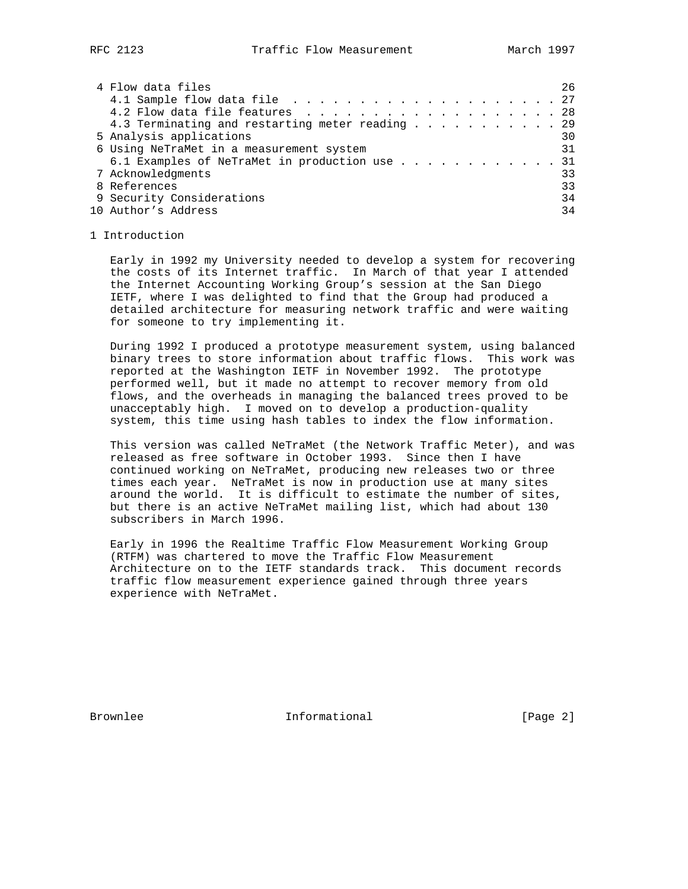4 Flow data files . . . . . 26
   4.1 Sample flow data file . . . . . 27
   4.2 Flow data file features . . . . . 28
   4.3 Terminating and restarting meter reading . . . . . 29
5 Analysis applications . . . . . 30
6 Using NeTraMet in a measurement system . . . . . 31
   6.1 Examples of NeTraMet in production use . . . . . 31
7 Acknowledgments . . . . . 33
8 References . . . . . 33
9 Security Considerations . . . . . 34
10 Author's Address . . . . . 34

# 1 Introduction

Early in 1992 my University needed to develop a system for recovering the costs of its Internet traffic. In March of that year I attended the Internet Accounting Working Group's session at the San Diego IETF, where I was delighted to find that the Group had produced a detailed architecture for measuring network traffic and were waiting for someone to try implementing it.

During 1992 I produced a prototype measurement system, using balanced binary trees to store information about traffic flows. This work was reported at the Washington IETF in November 1992. The prototype performed well, but it made no attempt to recover memory from old flows, and the overheads in managing the balanced trees proved to be unacceptably high. I moved on to develop a production-quality system, this time using hash tables to index the flow information.

This version was called NeTraMet (the Network Traffic Meter), and was released as free software in October 1993. Since then I have continued working on NeTraMet, producing new releases two or three times each year. NeTraMet is now in production use at many sites around the world. It is difficult to estimate the number of sites, but there is an active NeTraMet mailing list, which had about 130 subscribers in March 1996.

Early in 1996 the Realtime Traffic Flow Measurement Working Group (RTFM) was chartered to move the Traffic Flow Measurement Architecture on to the IETF standards track. This document records traffic flow measurement experience gained through three years experience with NeTraMet.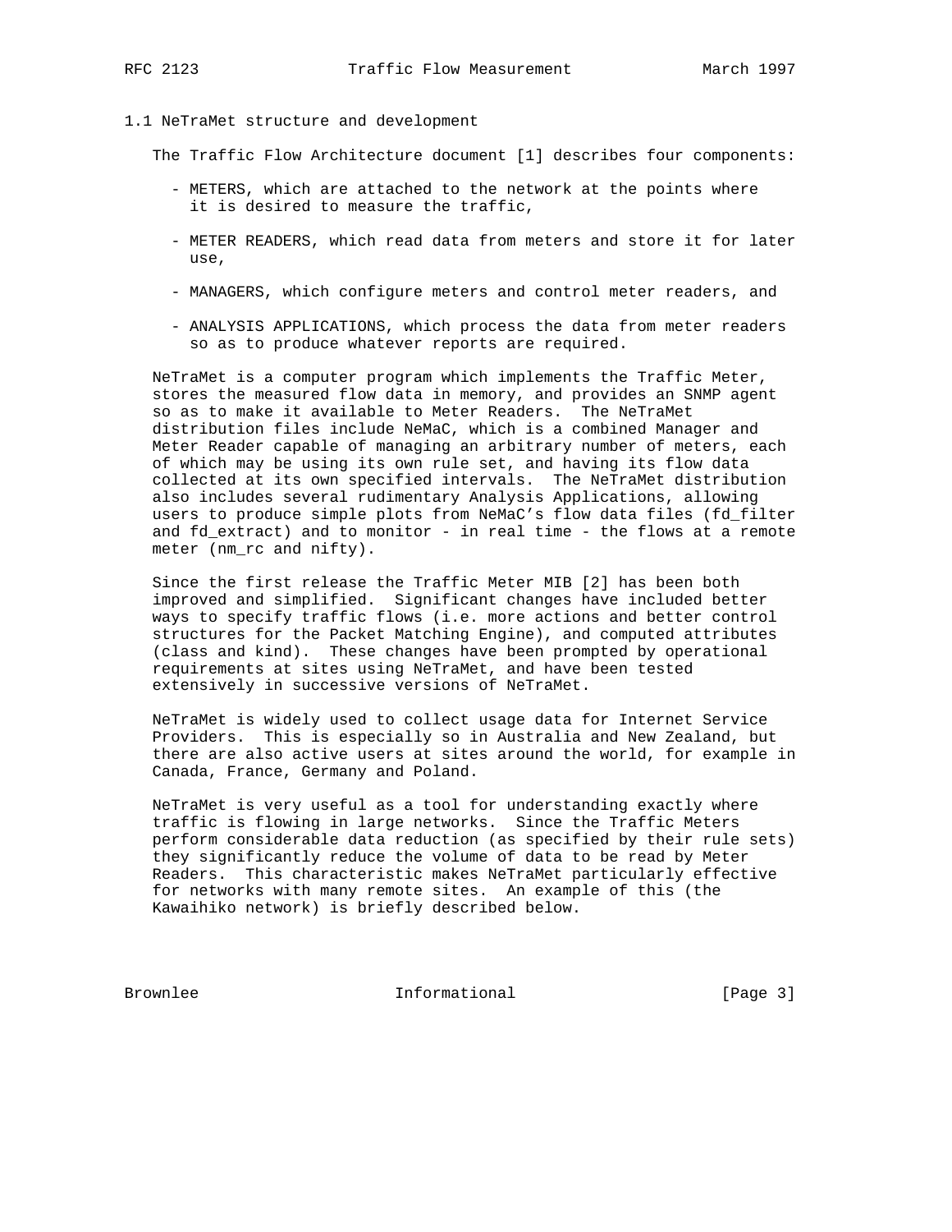## 1.1 NeTraMet structure and development

The Traffic Flow Architecture document [1] describes four components:

- METERS, which are attached to the network at the points where it is desired to measure the traffic,
- METER READERS, which read data from meters and store it for later use,
- MANAGERS, which configure meters and control meter readers, and
- ANALYSIS APPLICATIONS, which process the data from meter readers so as to produce whatever reports are required.

NeTraMet is a computer program which implements the Traffic Meter, stores the measured flow data in memory, and provides an SNMP agent so as to make it available to Meter Readers. The NeTraMet distribution files include NeMaC, which is a combined Manager and Meter Reader capable of managing an arbitrary number of meters, each of which may be using its own rule set, and having its flow data collected at its own specified intervals. The NeTraMet distribution also includes several rudimentary Analysis Applications, allowing users to produce simple plots from NeMaC's flow data files (fd_filter and fd_extract) and to monitor - in real time - the flows at a remote meter (nm_rc and nifty).

Since the first release the Traffic Meter MIB [2] has been both improved and simplified. Significant changes have included better ways to specify traffic flows (i.e. more actions and better control structures for the Packet Matching Engine), and computed attributes (class and kind). These changes have been prompted by operational requirements at sites using NeTraMet, and have been tested extensively in successive versions of NeTraMet.

NeTraMet is widely used to collect usage data for Internet Service Providers. This is especially so in Australia and New Zealand, but there are also active users at sites around the world, for example in Canada, France, Germany and Poland.

NeTraMet is very useful as a tool for understanding exactly where traffic is flowing in large networks. Since the Traffic Meters perform considerable data reduction (as specified by their rule sets) they significantly reduce the volume of data to be read by Meter Readers. This characteristic makes NeTraMet particularly effective for networks with many remote sites. An example of this (the Kawaihiko network) is briefly described below.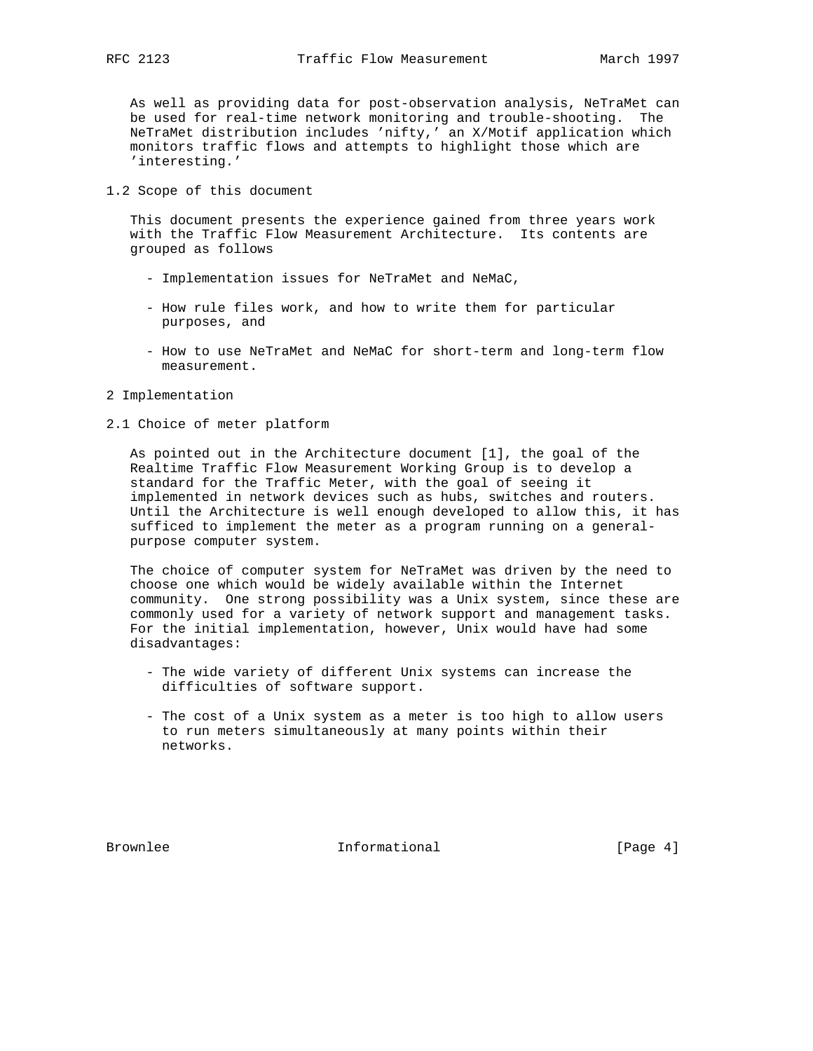As well as providing data for post-observation analysis, NeTraMet can be used for real-time network monitoring and trouble-shooting. The NeTraMet distribution includes 'nifty,' an X/Motif application which monitors traffic flows and attempts to highlight those which are 'interesting.'

## 1.2 Scope of this document

This document presents the experience gained from three years work with the Traffic Flow Measurement Architecture. Its contents are grouped as follows

- Implementation issues for NeTraMet and NeMaC,
- How rule files work, and how to write them for particular purposes, and
- How to use NeTraMet and NeMaC for short-term and long-term flow measurement.

# 2 Implementation

## 2.1 Choice of meter platform

As pointed out in the Architecture document [1], the goal of the Realtime Traffic Flow Measurement Working Group is to develop a standard for the Traffic Meter, with the goal of seeing it implemented in network devices such as hubs, switches and routers. Until the Architecture is well enough developed to allow this, it has sufficed to implement the meter as a program running on a general-purpose computer system.

The choice of computer system for NeTraMet was driven by the need to choose one which would be widely available within the Internet community. One strong possibility was a Unix system, since these are commonly used for a variety of network support and management tasks. For the initial implementation, however, Unix would have had some disadvantages:

- The wide variety of different Unix systems can increase the difficulties of software support.
- The cost of a Unix system as a meter is too high to allow users to run meters simultaneously at many points within their networks.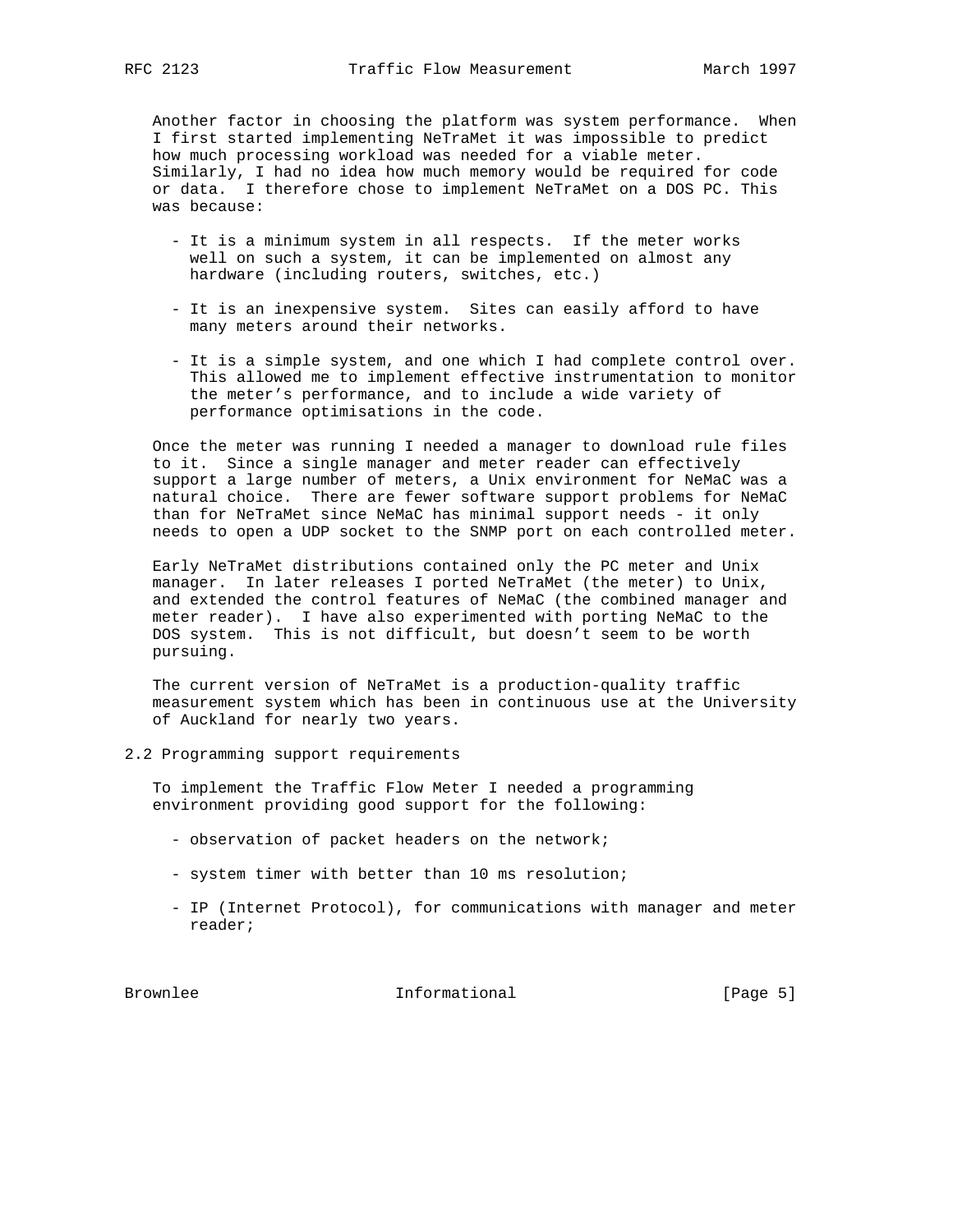Another factor in choosing the platform was system performance. When I first started implementing NeTraMet it was impossible to predict how much processing workload was needed for a viable meter. Similarly, I had no idea how much memory would be required for code or data. I therefore chose to implement NeTraMet on a DOS PC. This was because:

- It is a minimum system in all respects. If the meter works well on such a system, it can be implemented on almost any hardware (including routers, switches, etc.)

- It is an inexpensive system. Sites can easily afford to have many meters around their networks.

- It is a simple system, and one which I had complete control over. This allowed me to implement effective instrumentation to monitor the meter's performance, and to include a wide variety of performance optimisations in the code.

Once the meter was running I needed a manager to download rule files to it. Since a single manager and meter reader can effectively support a large number of meters, a Unix environment for NeMaC was a natural choice. There are fewer software support problems for NeMaC than for NeTraMet since NeMaC has minimal support needs - it only needs to open a UDP socket to the SNMP port on each controlled meter.

Early NeTraMet distributions contained only the PC meter and Unix manager. In later releases I ported NeTraMet (the meter) to Unix, and extended the control features of NeMaC (the combined manager and meter reader). I have also experimented with porting NeMaC to the DOS system. This is not difficult, but doesn't seem to be worth pursuing.

The current version of NeTraMet is a production-quality traffic measurement system which has been in continuous use at the University of Auckland for nearly two years.

## 2.2 Programming support requirements

To implement the Traffic Flow Meter I needed a programming environment providing good support for the following:

- observation of packet headers on the network;

- system timer with better than 10 ms resolution;

- IP (Internet Protocol), for communications with manager and meter reader;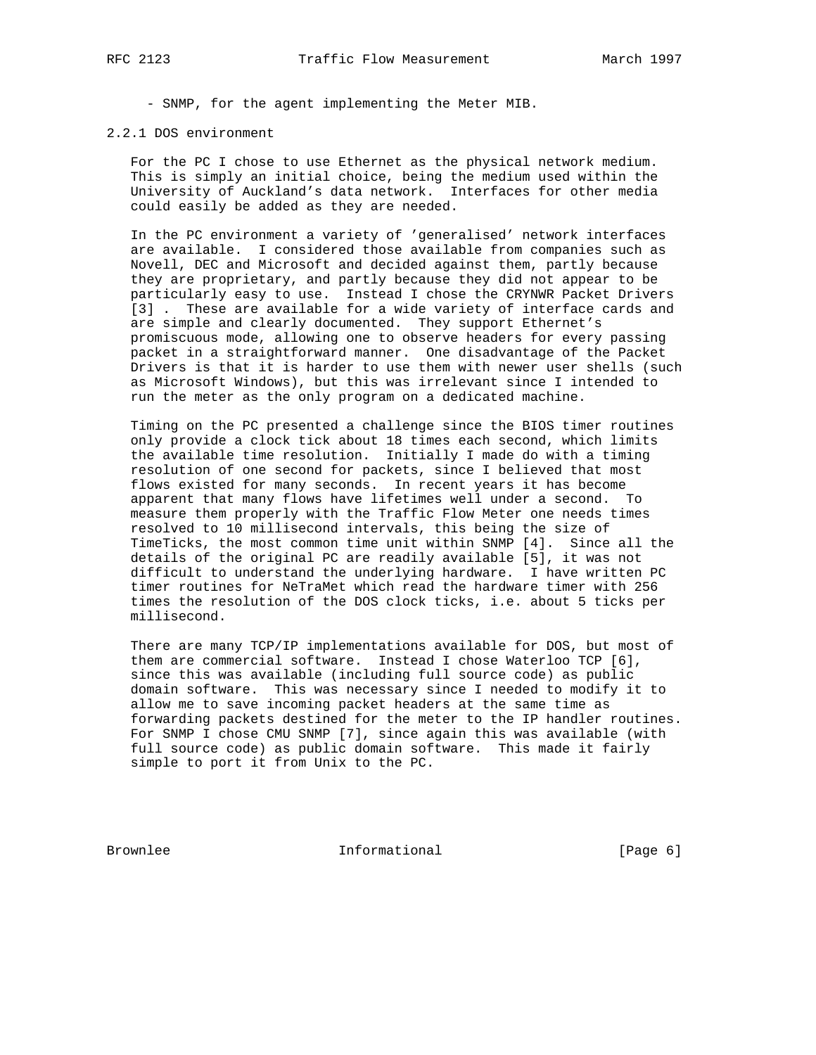- SNMP, for the agent implementing the Meter MIB.

### 2.2.1 DOS environment

For the PC I chose to use Ethernet as the physical network medium. This is simply an initial choice, being the medium used within the University of Auckland's data network. Interfaces for other media could easily be added as they are needed.

In the PC environment a variety of 'generalised' network interfaces are available. I considered those available from companies such as Novell, DEC and Microsoft and decided against them, partly because they are proprietary, and partly because they did not appear to be particularly easy to use. Instead I chose the CRYNWR Packet Drivers [3] . These are available for a wide variety of interface cards and are simple and clearly documented. They support Ethernet's promiscuous mode, allowing one to observe headers for every passing packet in a straightforward manner. One disadvantage of the Packet Drivers is that it is harder to use them with newer user shells (such as Microsoft Windows), but this was irrelevant since I intended to run the meter as the only program on a dedicated machine.

Timing on the PC presented a challenge since the BIOS timer routines only provide a clock tick about 18 times each second, which limits the available time resolution. Initially I made do with a timing resolution of one second for packets, since I believed that most flows existed for many seconds. In recent years it has become apparent that many flows have lifetimes well under a second. To measure them properly with the Traffic Flow Meter one needs times resolved to 10 millisecond intervals, this being the size of TimeTicks, the most common time unit within SNMP [4]. Since all the details of the original PC are readily available [5], it was not difficult to understand the underlying hardware. I have written PC timer routines for NeTraMet which read the hardware timer with 256 times the resolution of the DOS clock ticks, i.e. about 5 ticks per millisecond.

There are many TCP/IP implementations available for DOS, but most of them are commercial software. Instead I chose Waterloo TCP [6], since this was available (including full source code) as public domain software. This was necessary since I needed to modify it to allow me to save incoming packet headers at the same time as forwarding packets destined for the meter to the IP handler routines. For SNMP I chose CMU SNMP [7], since again this was available (with full source code) as public domain software. This made it fairly simple to port it from Unix to the PC.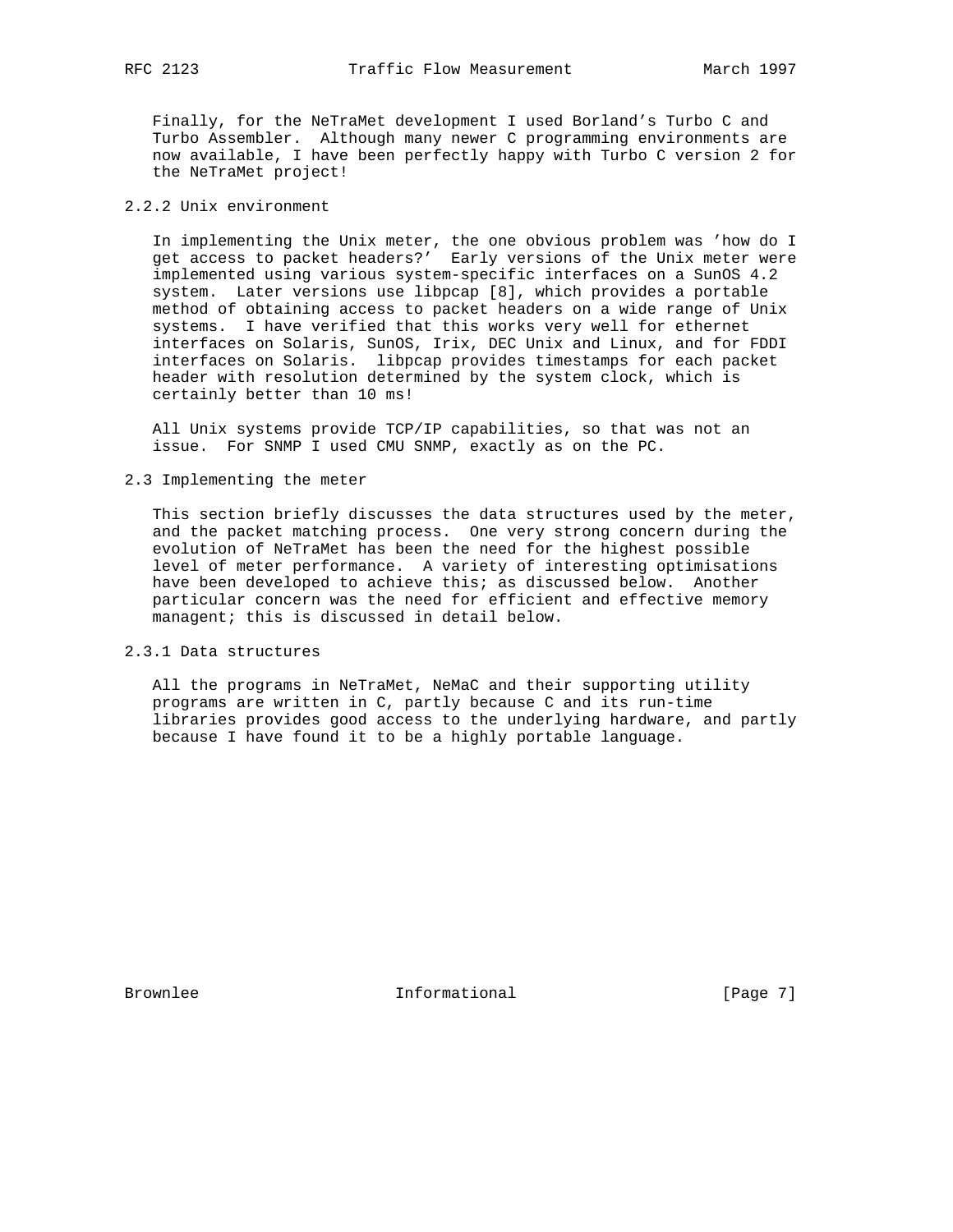Finally, for the NeTraMet development I used Borland's Turbo C and Turbo Assembler. Although many newer C programming environments are now available, I have been perfectly happy with Turbo C version 2 for the NeTraMet project!

### 2.2.2 Unix environment

In implementing the Unix meter, the one obvious problem was 'how do I get access to packet headers?' Early versions of the Unix meter were implemented using various system-specific interfaces on a SunOS 4.2 system. Later versions use libpcap [8], which provides a portable method of obtaining access to packet headers on a wide range of Unix systems. I have verified that this works very well for ethernet interfaces on Solaris, SunOS, Irix, DEC Unix and Linux, and for FDDI interfaces on Solaris. libpcap provides timestamps for each packet header with resolution determined by the system clock, which is certainly better than 10 ms!

All Unix systems provide TCP/IP capabilities, so that was not an issue. For SNMP I used CMU SNMP, exactly as on the PC.

## 2.3 Implementing the meter

This section briefly discusses the data structures used by the meter, and the packet matching process. One very strong concern during the evolution of NeTraMet has been the need for the highest possible level of meter performance. A variety of interesting optimisations have been developed to achieve this; as discussed below. Another particular concern was the need for efficient and effective memory managent; this is discussed in detail below.

### 2.3.1 Data structures

All the programs in NeTraMet, NeMaC and their supporting utility programs are written in C, partly because C and its run-time libraries provides good access to the underlying hardware, and partly because I have found it to be a highly portable language.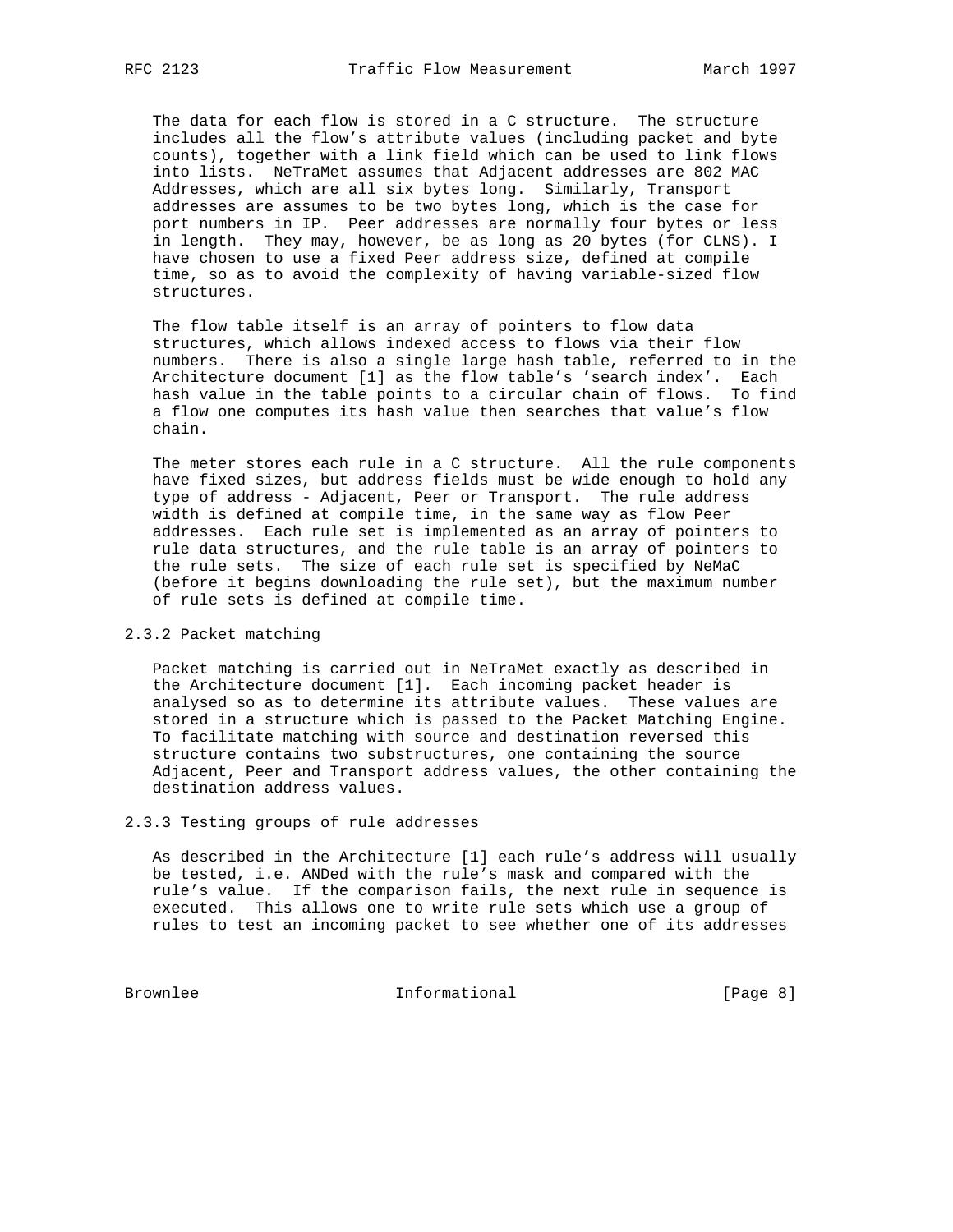The data for each flow is stored in a C structure. The structure includes all the flow's attribute values (including packet and byte counts), together with a link field which can be used to link flows into lists. NeTraMet assumes that Adjacent addresses are 802 MAC Addresses, which are all six bytes long. Similarly, Transport addresses are assumes to be two bytes long, which is the case for port numbers in IP. Peer addresses are normally four bytes or less in length. They may, however, be as long as 20 bytes (for CLNS). I have chosen to use a fixed Peer address size, defined at compile time, so as to avoid the complexity of having variable-sized flow structures.

The flow table itself is an array of pointers to flow data structures, which allows indexed access to flows via their flow numbers. There is also a single large hash table, referred to in the Architecture document [1] as the flow table's 'search index'. Each hash value in the table points to a circular chain of flows. To find a flow one computes its hash value then searches that value's flow chain.

The meter stores each rule in a C structure. All the rule components have fixed sizes, but address fields must be wide enough to hold any type of address - Adjacent, Peer or Transport. The rule address width is defined at compile time, in the same way as flow Peer addresses. Each rule set is implemented as an array of pointers to rule data structures, and the rule table is an array of pointers to the rule sets. The size of each rule set is specified by NeMaC (before it begins downloading the rule set), but the maximum number of rule sets is defined at compile time.

### 2.3.2 Packet matching

Packet matching is carried out in NeTraMet exactly as described in the Architecture document [1]. Each incoming packet header is analysed so as to determine its attribute values. These values are stored in a structure which is passed to the Packet Matching Engine. To facilitate matching with source and destination reversed this structure contains two substructures, one containing the source Adjacent, Peer and Transport address values, the other containing the destination address values.

### 2.3.3 Testing groups of rule addresses

As described in the Architecture [1] each rule's address will usually be tested, i.e. ANDed with the rule's mask and compared with the rule's value. If the comparison fails, the next rule in sequence is executed. This allows one to write rule sets which use a group of rules to test an incoming packet to see whether one of its addresses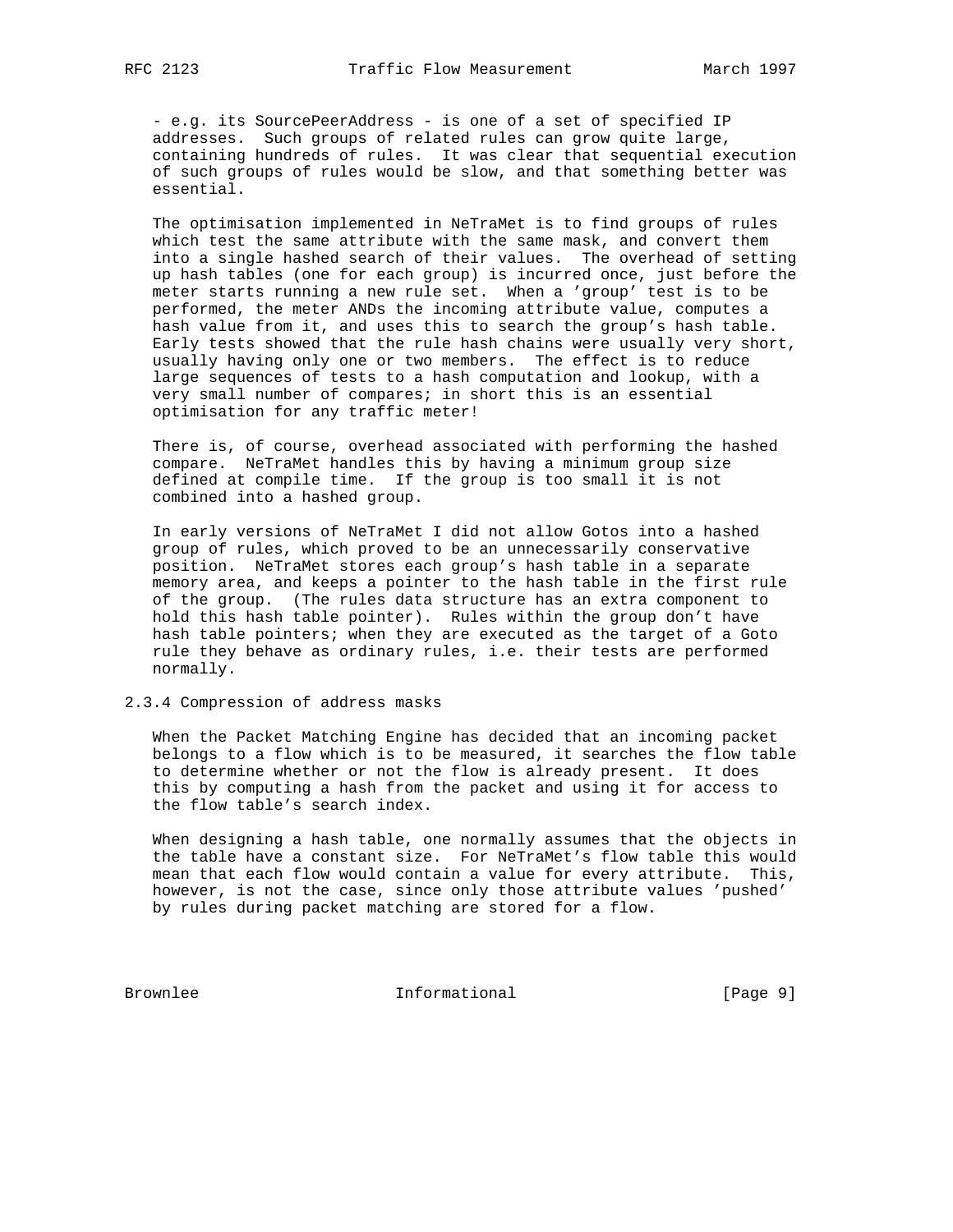- e.g. its SourcePeerAddress - is one of a set of specified IP addresses. Such groups of related rules can grow quite large, containing hundreds of rules. It was clear that sequential execution of such groups of rules would be slow, and that something better was essential.

The optimisation implemented in NeTraMet is to find groups of rules which test the same attribute with the same mask, and convert them into a single hashed search of their values. The overhead of setting up hash tables (one for each group) is incurred once, just before the meter starts running a new rule set. When a 'group' test is to be performed, the meter ANDs the incoming attribute value, computes a hash value from it, and uses this to search the group's hash table. Early tests showed that the rule hash chains were usually very short, usually having only one or two members. The effect is to reduce large sequences of tests to a hash computation and lookup, with a very small number of compares; in short this is an essential optimisation for any traffic meter!

There is, of course, overhead associated with performing the hashed compare. NeTraMet handles this by having a minimum group size defined at compile time. If the group is too small it is not combined into a hashed group.

In early versions of NeTraMet I did not allow Gotos into a hashed group of rules, which proved to be an unnecessarily conservative position. NeTraMet stores each group's hash table in a separate memory area, and keeps a pointer to the hash table in the first rule of the group. (The rules data structure has an extra component to hold this hash table pointer). Rules within the group don't have hash table pointers; when they are executed as the target of a Goto rule they behave as ordinary rules, i.e. their tests are performed normally.

### 2.3.4 Compression of address masks

When the Packet Matching Engine has decided that an incoming packet belongs to a flow which is to be measured, it searches the flow table to determine whether or not the flow is already present. It does this by computing a hash from the packet and using it for access to the flow table's search index.

When designing a hash table, one normally assumes that the objects in the table have a constant size. For NeTraMet's flow table this would mean that each flow would contain a value for every attribute. This, however, is not the case, since only those attribute values 'pushed' by rules during packet matching are stored for a flow.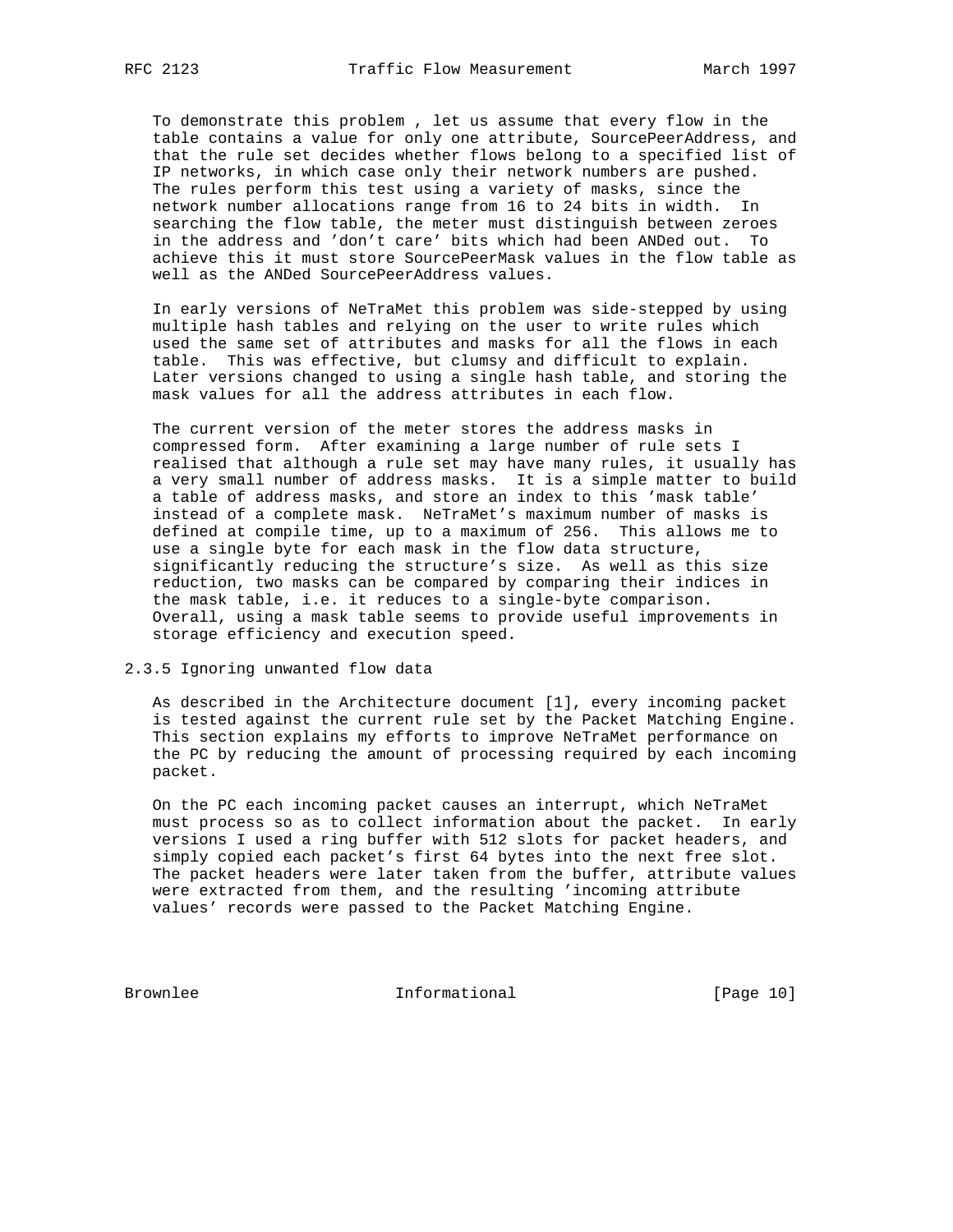To demonstrate this problem , let us assume that every flow in the table contains a value for only one attribute, SourcePeerAddress, and that the rule set decides whether flows belong to a specified list of IP networks, in which case only their network numbers are pushed. The rules perform this test using a variety of masks, since the network number allocations range from 16 to 24 bits in width. In searching the flow table, the meter must distinguish between zeroes in the address and 'don't care' bits which had been ANDed out. To achieve this it must store SourcePeerMask values in the flow table as well as the ANDed SourcePeerAddress values.

In early versions of NeTraMet this problem was side-stepped by using multiple hash tables and relying on the user to write rules which used the same set of attributes and masks for all the flows in each table. This was effective, but clumsy and difficult to explain. Later versions changed to using a single hash table, and storing the mask values for all the address attributes in each flow.

The current version of the meter stores the address masks in compressed form. After examining a large number of rule sets I realised that although a rule set may have many rules, it usually has a very small number of address masks. It is a simple matter to build a table of address masks, and store an index to this 'mask table' instead of a complete mask. NeTraMet's maximum number of masks is defined at compile time, up to a maximum of 256. This allows me to use a single byte for each mask in the flow data structure, significantly reducing the structure's size. As well as this size reduction, two masks can be compared by comparing their indices in the mask table, i.e. it reduces to a single-byte comparison. Overall, using a mask table seems to provide useful improvements in storage efficiency and execution speed.

### 2.3.5 Ignoring unwanted flow data

As described in the Architecture document [1], every incoming packet is tested against the current rule set by the Packet Matching Engine. This section explains my efforts to improve NeTraMet performance on the PC by reducing the amount of processing required by each incoming packet.

On the PC each incoming packet causes an interrupt, which NeTraMet must process so as to collect information about the packet. In early versions I used a ring buffer with 512 slots for packet headers, and simply copied each packet's first 64 bytes into the next free slot. The packet headers were later taken from the buffer, attribute values were extracted from them, and the resulting 'incoming attribute values' records were passed to the Packet Matching Engine.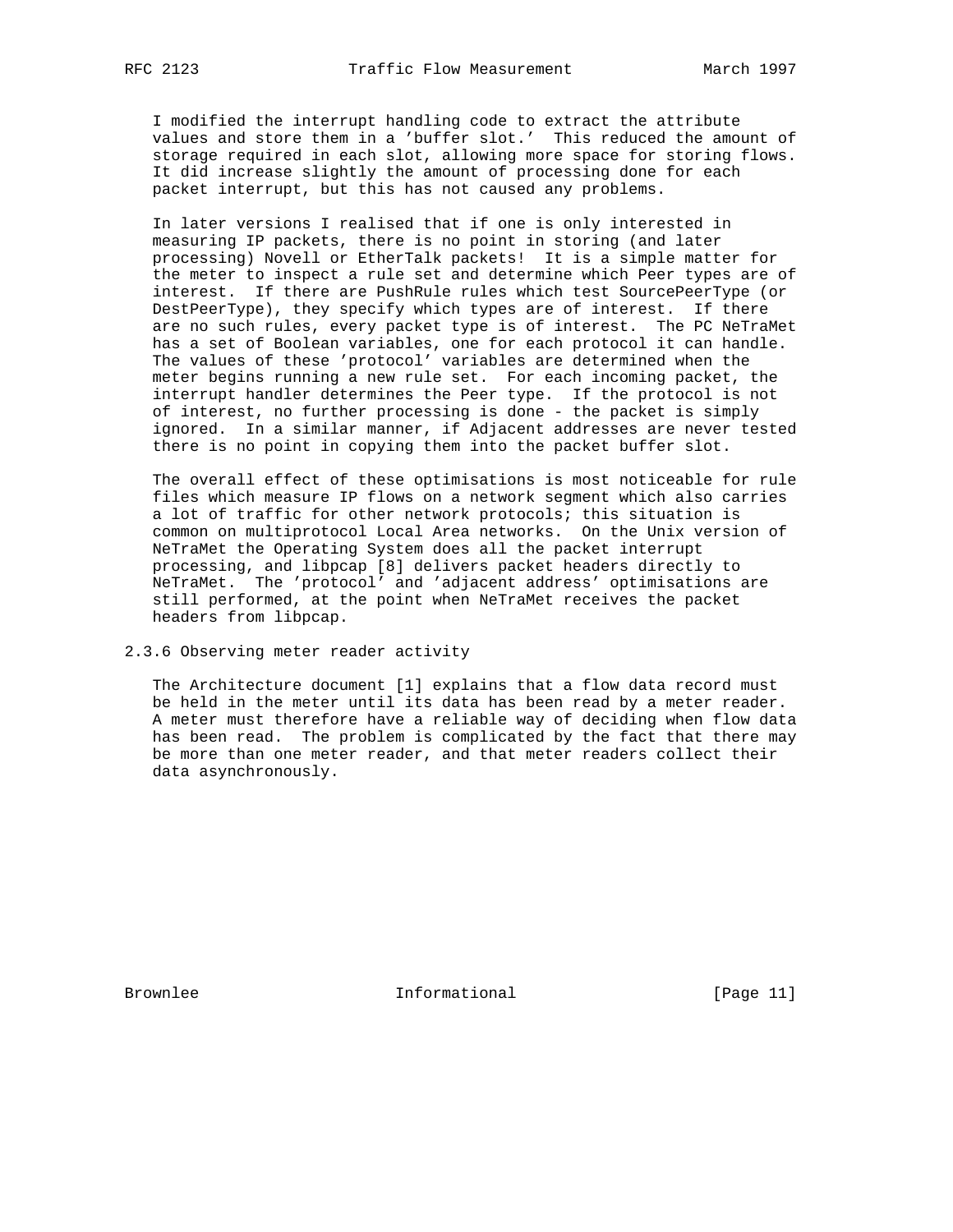I modified the interrupt handling code to extract the attribute values and store them in a 'buffer slot.' This reduced the amount of storage required in each slot, allowing more space for storing flows. It did increase slightly the amount of processing done for each packet interrupt, but this has not caused any problems.

In later versions I realised that if one is only interested in measuring IP packets, there is no point in storing (and later processing) Novell or EtherTalk packets! It is a simple matter for the meter to inspect a rule set and determine which Peer types are of interest. If there are PushRule rules which test SourcePeerType (or DestPeerType), they specify which types are of interest. If there are no such rules, every packet type is of interest. The PC NeTraMet has a set of Boolean variables, one for each protocol it can handle. The values of these 'protocol' variables are determined when the meter begins running a new rule set. For each incoming packet, the interrupt handler determines the Peer type. If the protocol is not of interest, no further processing is done - the packet is simply ignored. In a similar manner, if Adjacent addresses are never tested there is no point in copying them into the packet buffer slot.

The overall effect of these optimisations is most noticeable for rule files which measure IP flows on a network segment which also carries a lot of traffic for other network protocols; this situation is common on multiprotocol Local Area networks. On the Unix version of NeTraMet the Operating System does all the packet interrupt processing, and libpcap [8] delivers packet headers directly to NeTraMet. The 'protocol' and 'adjacent address' optimisations are still performed, at the point when NeTraMet receives the packet headers from libpcap.

### 2.3.6 Observing meter reader activity

The Architecture document [1] explains that a flow data record must be held in the meter until its data has been read by a meter reader. A meter must therefore have a reliable way of deciding when flow data has been read. The problem is complicated by the fact that there may be more than one meter reader, and that meter readers collect their data asynchronously.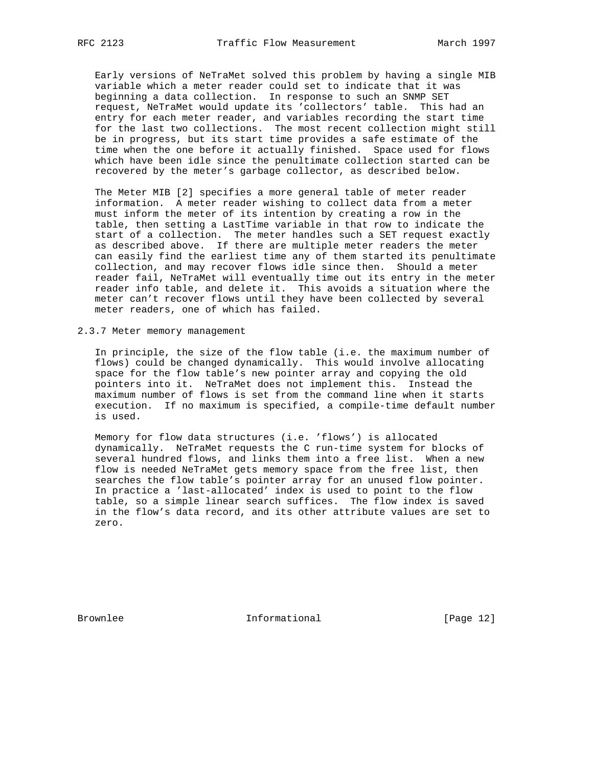Early versions of NeTraMet solved this problem by having a single MIB variable which a meter reader could set to indicate that it was beginning a data collection. In response to such an SNMP SET request, NeTraMet would update its 'collectors' table. This had an entry for each meter reader, and variables recording the start time for the last two collections. The most recent collection might still be in progress, but its start time provides a safe estimate of the time when the one before it actually finished. Space used for flows which have been idle since the penultimate collection started can be recovered by the meter's garbage collector, as described below.

The Meter MIB [2] specifies a more general table of meter reader information. A meter reader wishing to collect data from a meter must inform the meter of its intention by creating a row in the table, then setting a LastTime variable in that row to indicate the start of a collection. The meter handles such a SET request exactly as described above. If there are multiple meter readers the meter can easily find the earliest time any of them started its penultimate collection, and may recover flows idle since then. Should a meter reader fail, NeTraMet will eventually time out its entry in the meter reader info table, and delete it. This avoids a situation where the meter can't recover flows until they have been collected by several meter readers, one of which has failed.

### 2.3.7 Meter memory management

In principle, the size of the flow table (i.e. the maximum number of flows) could be changed dynamically. This would involve allocating space for the flow table's new pointer array and copying the old pointers into it. NeTraMet does not implement this. Instead the maximum number of flows is set from the command line when it starts execution. If no maximum is specified, a compile-time default number is used.

Memory for flow data structures (i.e. 'flows') is allocated dynamically. NeTraMet requests the C run-time system for blocks of several hundred flows, and links them into a free list. When a new flow is needed NeTraMet gets memory space from the free list, then searches the flow table's pointer array for an unused flow pointer. In practice a 'last-allocated' index is used to point to the flow table, so a simple linear search suffices. The flow index is saved in the flow's data record, and its other attribute values are set to zero.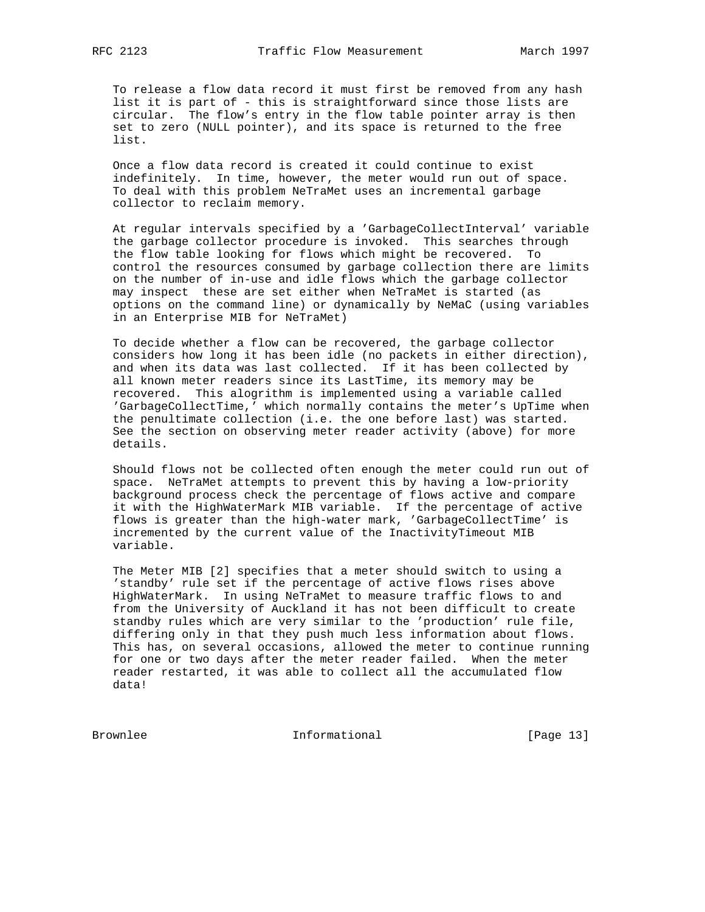To release a flow data record it must first be removed from any hash list it is part of - this is straightforward since those lists are circular. The flow's entry in the flow table pointer array is then set to zero (NULL pointer), and its space is returned to the free list.

Once a flow data record is created it could continue to exist indefinitely. In time, however, the meter would run out of space. To deal with this problem NeTraMet uses an incremental garbage collector to reclaim memory.

At regular intervals specified by a 'GarbageCollectInterval' variable the garbage collector procedure is invoked. This searches through the flow table looking for flows which might be recovered. To control the resources consumed by garbage collection there are limits on the number of in-use and idle flows which the garbage collector may inspect these are set either when NeTraMet is started (as options on the command line) or dynamically by NeMaC (using variables in an Enterprise MIB for NeTraMet)

To decide whether a flow can be recovered, the garbage collector considers how long it has been idle (no packets in either direction), and when its data was last collected. If it has been collected by all known meter readers since its LastTime, its memory may be recovered. This alogrithm is implemented using a variable called 'GarbageCollectTime,' which normally contains the meter's UpTime when the penultimate collection (i.e. the one before last) was started. See the section on observing meter reader activity (above) for more details.

Should flows not be collected often enough the meter could run out of space. NeTraMet attempts to prevent this by having a low-priority background process check the percentage of flows active and compare it with the HighWaterMark MIB variable. If the percentage of active flows is greater than the high-water mark, 'GarbageCollectTime' is incremented by the current value of the InactivityTimeout MIB variable.

The Meter MIB [2] specifies that a meter should switch to using a 'standby' rule set if the percentage of active flows rises above HighWaterMark. In using NeTraMet to measure traffic flows to and from the University of Auckland it has not been difficult to create standby rules which are very similar to the 'production' rule file, differing only in that they push much less information about flows. This has, on several occasions, allowed the meter to continue running for one or two days after the meter reader failed. When the meter reader restarted, it was able to collect all the accumulated flow data!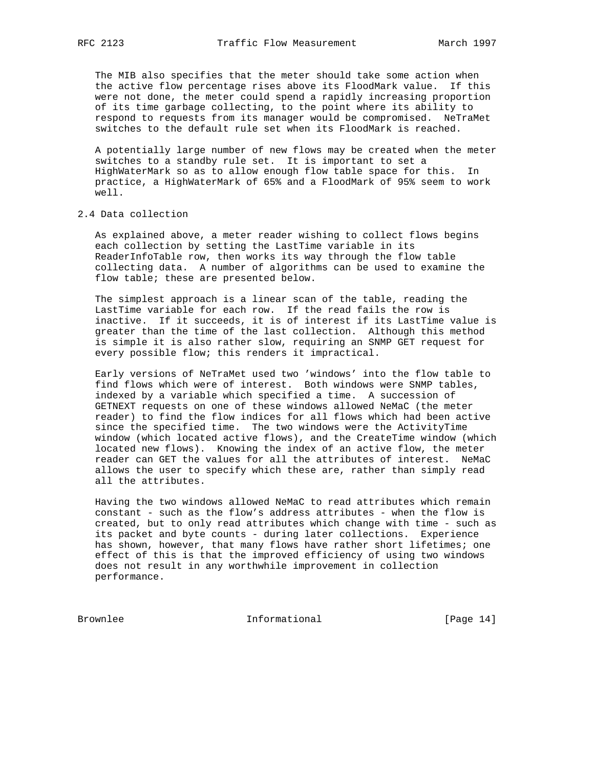The MIB also specifies that the meter should take some action when the active flow percentage rises above its FloodMark value. If this were not done, the meter could spend a rapidly increasing proportion of its time garbage collecting, to the point where its ability to respond to requests from its manager would be compromised. NeTraMet switches to the default rule set when its FloodMark is reached.

A potentially large number of new flows may be created when the meter switches to a standby rule set. It is important to set a HighWaterMark so as to allow enough flow table space for this. In practice, a HighWaterMark of 65% and a FloodMark of 95% seem to work well.

## 2.4 Data collection

As explained above, a meter reader wishing to collect flows begins each collection by setting the LastTime variable in its ReaderInfoTable row, then works its way through the flow table collecting data. A number of algorithms can be used to examine the flow table; these are presented below.

The simplest approach is a linear scan of the table, reading the LastTime variable for each row. If the read fails the row is inactive. If it succeeds, it is of interest if its LastTime value is greater than the time of the last collection. Although this method is simple it is also rather slow, requiring an SNMP GET request for every possible flow; this renders it impractical.

Early versions of NeTraMet used two 'windows' into the flow table to find flows which were of interest. Both windows were SNMP tables, indexed by a variable which specified a time. A succession of GETNEXT requests on one of these windows allowed NeMaC (the meter reader) to find the flow indices for all flows which had been active since the specified time. The two windows were the ActivityTime window (which located active flows), and the CreateTime window (which located new flows). Knowing the index of an active flow, the meter reader can GET the values for all the attributes of interest. NeMaC allows the user to specify which these are, rather than simply read all the attributes.

Having the two windows allowed NeMaC to read attributes which remain constant - such as the flow's address attributes - when the flow is created, but to only read attributes which change with time - such as its packet and byte counts - during later collections. Experience has shown, however, that many flows have rather short lifetimes; one effect of this is that the improved efficiency of using two windows does not result in any worthwhile improvement in collection performance.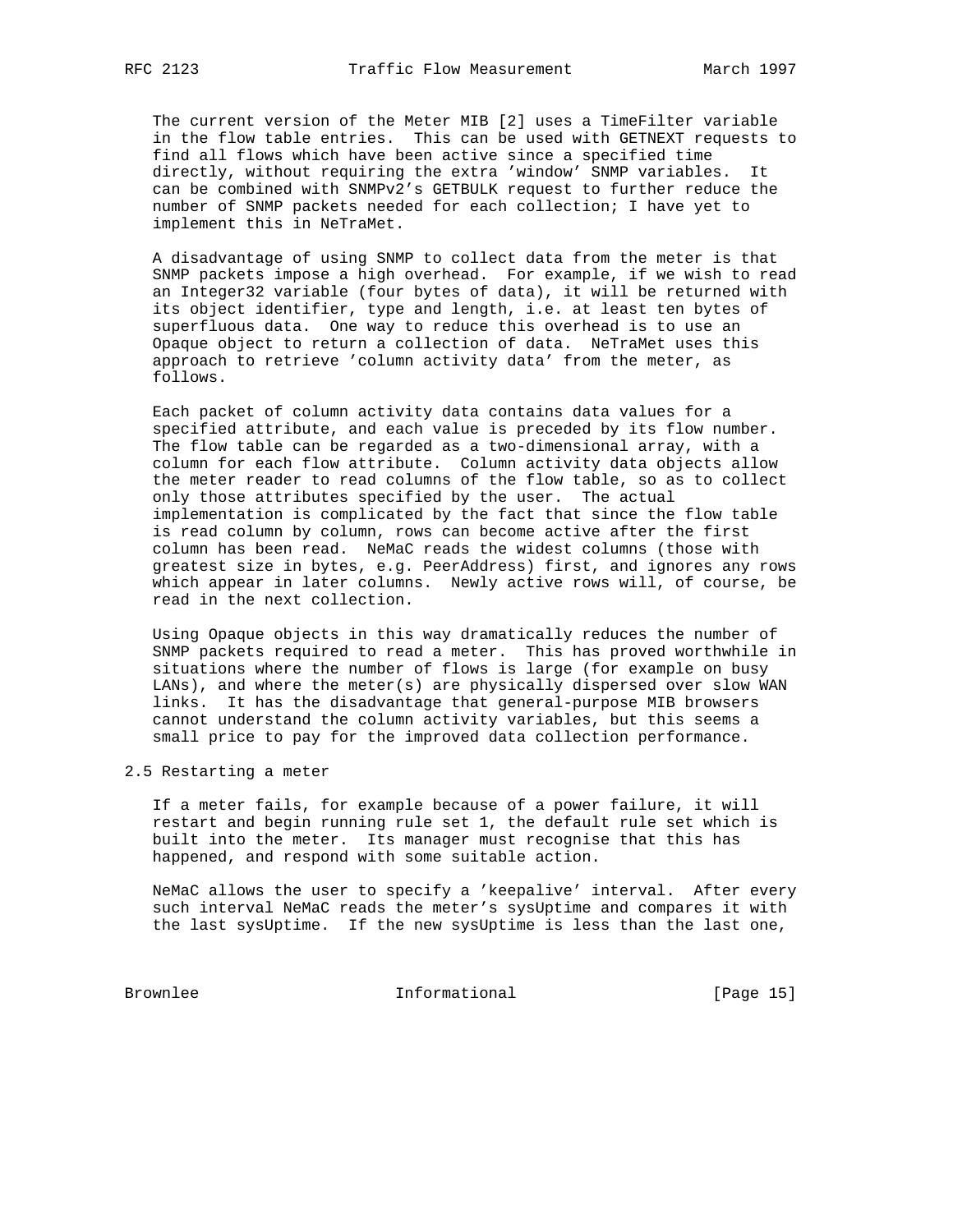The current version of the Meter MIB [2] uses a TimeFilter variable in the flow table entries. This can be used with GETNEXT requests to find all flows which have been active since a specified time directly, without requiring the extra 'window' SNMP variables. It can be combined with SNMPv2's GETBULK request to further reduce the number of SNMP packets needed for each collection; I have yet to implement this in NeTraMet.

A disadvantage of using SNMP to collect data from the meter is that SNMP packets impose a high overhead. For example, if we wish to read an Integer32 variable (four bytes of data), it will be returned with its object identifier, type and length, i.e. at least ten bytes of superfluous data. One way to reduce this overhead is to use an Opaque object to return a collection of data. NeTraMet uses this approach to retrieve 'column activity data' from the meter, as follows.

Each packet of column activity data contains data values for a specified attribute, and each value is preceded by its flow number. The flow table can be regarded as a two-dimensional array, with a column for each flow attribute. Column activity data objects allow the meter reader to read columns of the flow table, so as to collect only those attributes specified by the user. The actual implementation is complicated by the fact that since the flow table is read column by column, rows can become active after the first column has been read. NeMaC reads the widest columns (those with greatest size in bytes, e.g. PeerAddress) first, and ignores any rows which appear in later columns. Newly active rows will, of course, be read in the next collection.

Using Opaque objects in this way dramatically reduces the number of SNMP packets required to read a meter. This has proved worthwhile in situations where the number of flows is large (for example on busy LANs), and where the meter(s) are physically dispersed over slow WAN links. It has the disadvantage that general-purpose MIB browsers cannot understand the column activity variables, but this seems a small price to pay for the improved data collection performance.

## 2.5 Restarting a meter

If a meter fails, for example because of a power failure, it will restart and begin running rule set 1, the default rule set which is built into the meter. Its manager must recognise that this has happened, and respond with some suitable action.

NeMaC allows the user to specify a 'keepalive' interval. After every such interval NeMaC reads the meter's sysUptime and compares it with the last sysUptime. If the new sysUptime is less than the last one,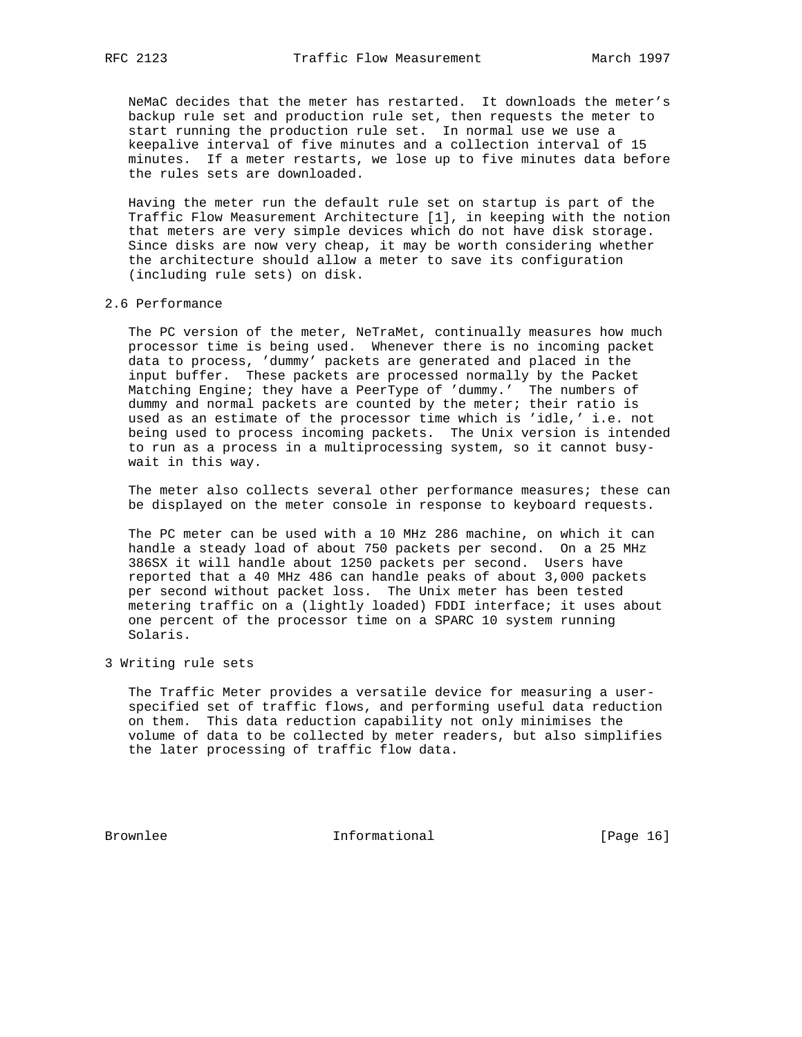NeMaC decides that the meter has restarted. It downloads the meter's backup rule set and production rule set, then requests the meter to start running the production rule set. In normal use we use a keepalive interval of five minutes and a collection interval of 15 minutes. If a meter restarts, we lose up to five minutes data before the rules sets are downloaded.

Having the meter run the default rule set on startup is part of the Traffic Flow Measurement Architecture [1], in keeping with the notion that meters are very simple devices which do not have disk storage. Since disks are now very cheap, it may be worth considering whether the architecture should allow a meter to save its configuration (including rule sets) on disk.

## 2.6 Performance

The PC version of the meter, NeTraMet, continually measures how much processor time is being used. Whenever there is no incoming packet data to process, 'dummy' packets are generated and placed in the input buffer. These packets are processed normally by the Packet Matching Engine; they have a PeerType of 'dummy.' The numbers of dummy and normal packets are counted by the meter; their ratio is used as an estimate of the processor time which is 'idle,' i.e. not being used to process incoming packets. The Unix version is intended to run as a process in a multiprocessing system, so it cannot busy-wait in this way.

The meter also collects several other performance measures; these can be displayed on the meter console in response to keyboard requests.

The PC meter can be used with a 10 MHz 286 machine, on which it can handle a steady load of about 750 packets per second. On a 25 MHz 386SX it will handle about 1250 packets per second. Users have reported that a 40 MHz 486 can handle peaks of about 3,000 packets per second without packet loss. The Unix meter has been tested metering traffic on a (lightly loaded) FDDI interface; it uses about one percent of the processor time on a SPARC 10 system running Solaris.

# 3 Writing rule sets

The Traffic Meter provides a versatile device for measuring a user-specified set of traffic flows, and performing useful data reduction on them. This data reduction capability not only minimises the volume of data to be collected by meter readers, but also simplifies the later processing of traffic flow data.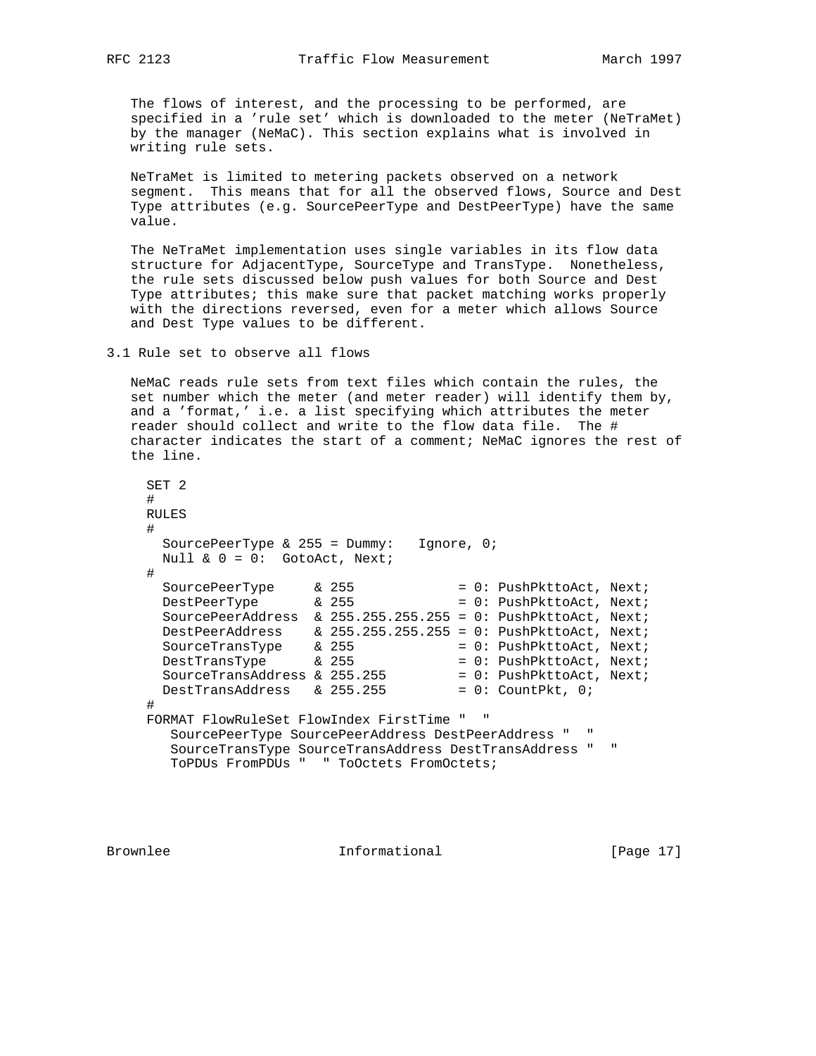The flows of interest, and the processing to be performed, are specified in a 'rule set' which is downloaded to the meter (NeTraMet) by the manager (NeMaC). This section explains what is involved in writing rule sets.

NeTraMet is limited to metering packets observed on a network segment. This means that for all the observed flows, Source and Dest Type attributes (e.g. SourcePeerType and DestPeerType) have the same value.

The NeTraMet implementation uses single variables in its flow data structure for AdjacentType, SourceType and TransType. Nonetheless, the rule sets discussed below push values for both Source and Dest Type attributes; this make sure that packet matching works properly with the directions reversed, even for a meter which allows Source and Dest Type values to be different.

## 3.1 Rule set to observe all flows

NeMaC reads rule sets from text files which contain the rules, the set number which the meter (and meter reader) will identify them by, and a 'format,' i.e. a list specifying which attributes the meter reader should collect and write to the flow data file. The # character indicates the start of a comment; NeMaC ignores the rest of the line.

```
SET 2
#
RULES
#
  SourcePeerType & 255 = Dummy:   Ignore, 0;
  Null & 0 = 0:  GotoAct, Next;
#
  SourcePeerType     & 255             = 0: PushPkttoAct, Next;
  DestPeerType       & 255             = 0: PushPkttoAct, Next;
  SourcePeerAddress  & 255.255.255.255 = 0: PushPkttoAct, Next;
  DestPeerAddress    & 255.255.255.255 = 0: PushPkttoAct, Next;
  SourceTransType    & 255             = 0: PushPkttoAct, Next;
  DestTransType      & 255             = 0: PushPkttoAct, Next;
  SourceTransAddress & 255.255         = 0: PushPkttoAct, Next;
  DestTransAddress   & 255.255         = 0: CountPkt, 0;
#
FORMAT FlowRuleSet FlowIndex FirstTime "  "
   SourcePeerType SourcePeerAddress DestPeerAddress "  "
   SourceTransType SourceTransAddress DestTransAddress "  "
   ToPDUs FromPDUs "  " ToOctets FromOctets;
```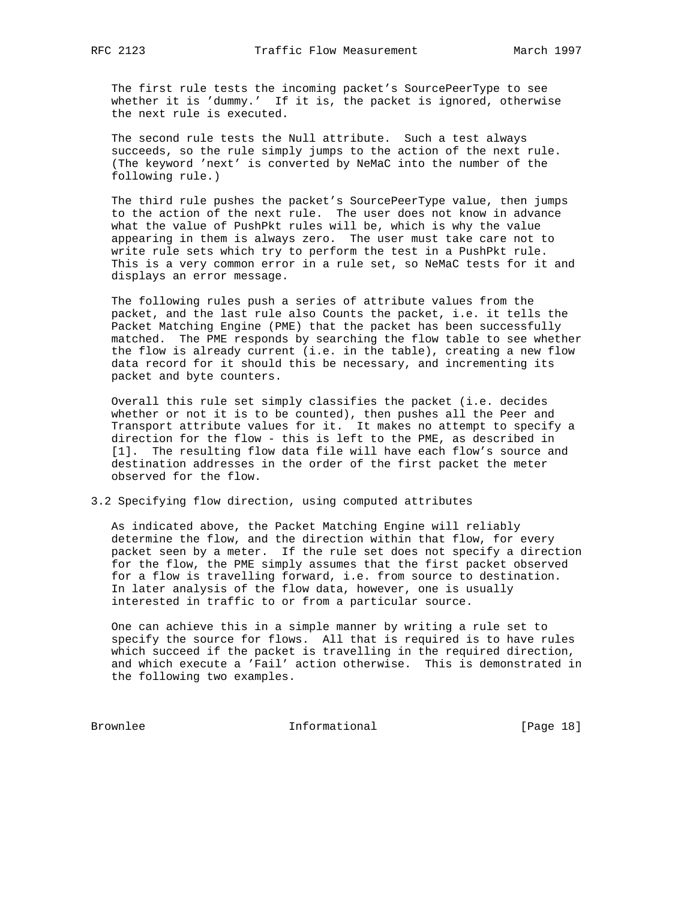The first rule tests the incoming packet's SourcePeerType to see whether it is 'dummy.' If it is, the packet is ignored, otherwise the next rule is executed.

The second rule tests the Null attribute. Such a test always succeeds, so the rule simply jumps to the action of the next rule. (The keyword 'next' is converted by NeMaC into the number of the following rule.)

The third rule pushes the packet's SourcePeerType value, then jumps to the action of the next rule. The user does not know in advance what the value of PushPkt rules will be, which is why the value appearing in them is always zero. The user must take care not to write rule sets which try to perform the test in a PushPkt rule. This is a very common error in a rule set, so NeMaC tests for it and displays an error message.

The following rules push a series of attribute values from the packet, and the last rule also Counts the packet, i.e. it tells the Packet Matching Engine (PME) that the packet has been successfully matched. The PME responds by searching the flow table to see whether the flow is already current (i.e. in the table), creating a new flow data record for it should this be necessary, and incrementing its packet and byte counters.

Overall this rule set simply classifies the packet (i.e. decides whether or not it is to be counted), then pushes all the Peer and Transport attribute values for it. It makes no attempt to specify a direction for the flow - this is left to the PME, as described in [1]. The resulting flow data file will have each flow's source and destination addresses in the order of the first packet the meter observed for the flow.

## 3.2 Specifying flow direction, using computed attributes

As indicated above, the Packet Matching Engine will reliably determine the flow, and the direction within that flow, for every packet seen by a meter. If the rule set does not specify a direction for the flow, the PME simply assumes that the first packet observed for a flow is travelling forward, i.e. from source to destination. In later analysis of the flow data, however, one is usually interested in traffic to or from a particular source.

One can achieve this in a simple manner by writing a rule set to specify the source for flows. All that is required is to have rules which succeed if the packet is travelling in the required direction, and which execute a 'Fail' action otherwise. This is demonstrated in the following two examples.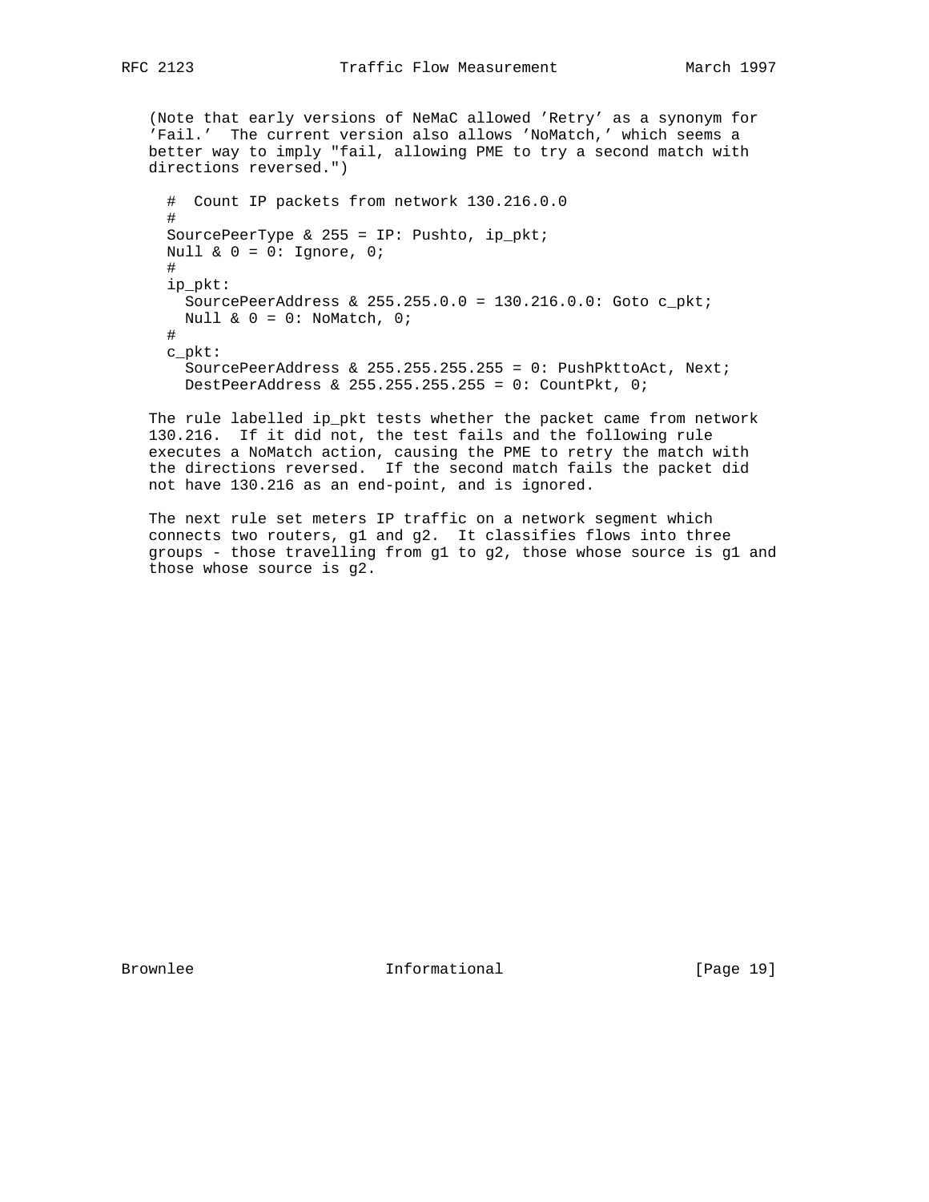(Note that early versions of NeMaC allowed 'Retry' as a synonym for 'Fail.' The current version also allows 'NoMatch,' which seems a better way to imply "fail, allowing PME to try a second match with directions reversed.")

```
#  Count IP packets from network 130.216.0.0
#
SourcePeerType & 255 = IP: Pushto, ip_pkt;
Null & 0 = 0: Ignore, 0;
#
ip_pkt:
  SourcePeerAddress & 255.255.0.0 = 130.216.0.0: Goto c_pkt;
  Null & 0 = 0: NoMatch, 0;
#
c_pkt:
  SourcePeerAddress & 255.255.255.255 = 0: PushPkttoAct, Next;
  DestPeerAddress & 255.255.255.255 = 0: CountPkt, 0;
```

The rule labelled ip_pkt tests whether the packet came from network 130.216. If it did not, the test fails and the following rule executes a NoMatch action, causing the PME to retry the match with the directions reversed. If the second match fails the packet did not have 130.216 as an end-point, and is ignored.

The next rule set meters IP traffic on a network segment which connects two routers, g1 and g2. It classifies flows into three groups - those travelling from g1 to g2, those whose source is g1 and those whose source is g2.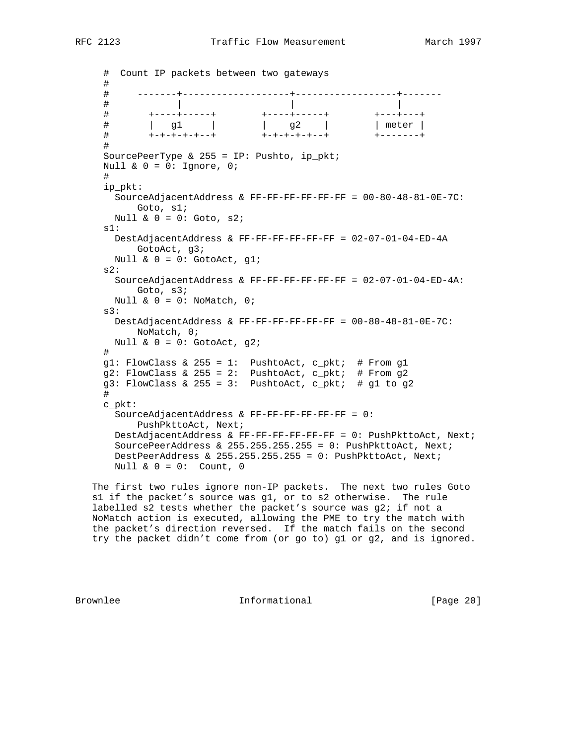```
   #  Count IP packets between two gateways
   #
   #     -------+-------------------+------------------+-------
   #            |                   |                  |
   #       +----+-----+        +----+-----+        +---+---+
   #       |   g1     |        |    g2    |        | meter |
   #       +-+-+-+-+--+        +-+-+-+-+--+        +-------+
   #
   SourcePeerType & 255 = IP: Pushto, ip_pkt;
   Null & 0 = 0: Ignore, 0;
   #
   ip_pkt:
     SourceAdjacentAddress & FF-FF-FF-FF-FF-FF = 00-80-48-81-0E-7C:
         Goto, s1;
     Null & 0 = 0: Goto, s2;
   s1:
     DestAdjacentAddress & FF-FF-FF-FF-FF-FF = 02-07-01-04-ED-4A
         GotoAct, g3;
     Null & 0 = 0: GotoAct, g1;
   s2:
     SourceAdjacentAddress & FF-FF-FF-FF-FF-FF = 02-07-01-04-ED-4A:
         Goto, s3;
     Null & 0 = 0: NoMatch, 0;
   s3:
     DestAdjacentAddress & FF-FF-FF-FF-FF-FF = 00-80-48-81-0E-7C:
         NoMatch, 0;
     Null & 0 = 0: GotoAct, g2;
   #
   g1: FlowClass & 255 = 1:  PushtoAct, c_pkt;  # From g1
   g2: FlowClass & 255 = 2:  PushtoAct, c_pkt;  # From g2
   g3: FlowClass & 255 = 3:  PushtoAct, c_pkt;  # g1 to g2
   #
   c_pkt:
     SourceAdjacentAddress & FF-FF-FF-FF-FF-FF = 0:
         PushPkttoAct, Next;
     DestAdjacentAddress & FF-FF-FF-FF-FF-FF = 0: PushPkttoAct, Next;
     SourcePeerAddress & 255.255.255.255 = 0: PushPkttoAct, Next;
     DestPeerAddress & 255.255.255.255 = 0: PushPkttoAct, Next;
     Null & 0 = 0:  Count, 0
```

The first two rules ignore non-IP packets. The next two rules Goto s1 if the packet's source was g1, or to s2 otherwise. The rule labelled s2 tests whether the packet's source was g2; if not a NoMatch action is executed, allowing the PME to try the match with the packet's direction reversed. If the match fails on the second try the packet didn't come from (or go to) g1 or g2, and is ignored.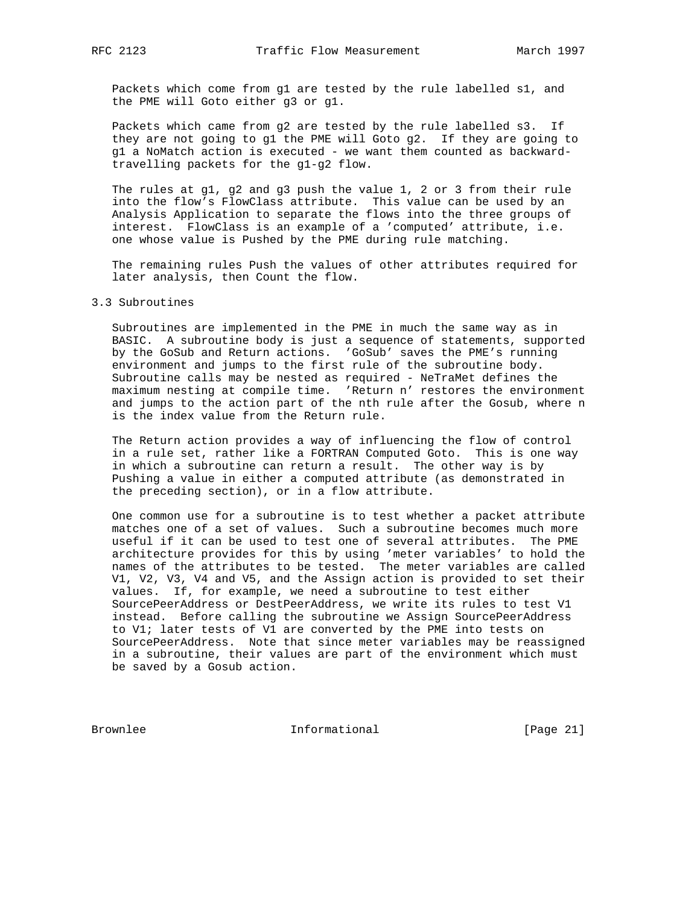Packets which come from g1 are tested by the rule labelled s1, and the PME will Goto either g3 or g1.

Packets which came from g2 are tested by the rule labelled s3. If they are not going to g1 the PME will Goto g2. If they are going to g1 a NoMatch action is executed - we want them counted as backward-travelling packets for the g1-g2 flow.

The rules at g1, g2 and g3 push the value 1, 2 or 3 from their rule into the flow's FlowClass attribute. This value can be used by an Analysis Application to separate the flows into the three groups of interest. FlowClass is an example of a 'computed' attribute, i.e. one whose value is Pushed by the PME during rule matching.

The remaining rules Push the values of other attributes required for later analysis, then Count the flow.

## 3.3 Subroutines

Subroutines are implemented in the PME in much the same way as in BASIC. A subroutine body is just a sequence of statements, supported by the GoSub and Return actions. 'GoSub' saves the PME's running environment and jumps to the first rule of the subroutine body. Subroutine calls may be nested as required - NeTraMet defines the maximum nesting at compile time. 'Return n' restores the environment and jumps to the action part of the nth rule after the Gosub, where n is the index value from the Return rule.

The Return action provides a way of influencing the flow of control in a rule set, rather like a FORTRAN Computed Goto. This is one way in which a subroutine can return a result. The other way is by Pushing a value in either a computed attribute (as demonstrated in the preceding section), or in a flow attribute.

One common use for a subroutine is to test whether a packet attribute matches one of a set of values. Such a subroutine becomes much more useful if it can be used to test one of several attributes. The PME architecture provides for this by using 'meter variables' to hold the names of the attributes to be tested. The meter variables are called V1, V2, V3, V4 and V5, and the Assign action is provided to set their values. If, for example, we need a subroutine to test either SourcePeerAddress or DestPeerAddress, we write its rules to test V1 instead. Before calling the subroutine we Assign SourcePeerAddress to V1; later tests of V1 are converted by the PME into tests on SourcePeerAddress. Note that since meter variables may be reassigned in a subroutine, their values are part of the environment which must be saved by a Gosub action.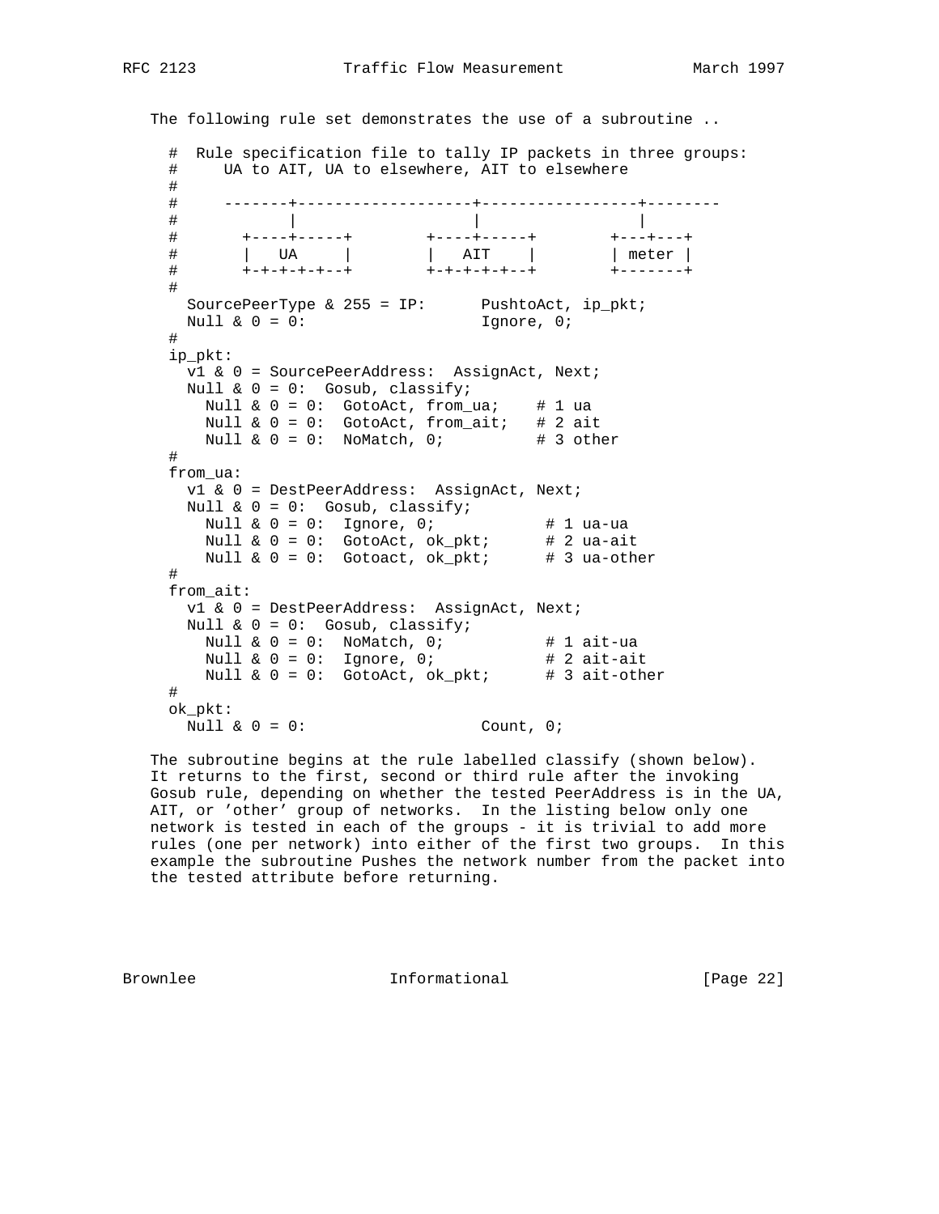The following rule set demonstrates the use of a subroutine ..

```
#  Rule specification file to tally IP packets in three groups:
#     UA to AIT, UA to elsewhere, AIT to elsewhere
#
#     -------+-------------------+-----------------+--------
#            |                   |                 |
#       +----+-----+        +----+-----+        +---+---+
#       |   UA     |        |   AIT    |        | meter |
#       +-+-+-+-+--+        +-+-+-+-+--+        +-------+
#
  SourcePeerType & 255 = IP:      PushtoAct, ip_pkt;
  Null & 0 = 0:                   Ignore, 0;
#
ip_pkt:
  v1 & 0 = SourcePeerAddress:  AssignAct, Next;
  Null & 0 = 0:  Gosub, classify;
    Null & 0 = 0:  GotoAct, from_ua;    # 1 ua
    Null & 0 = 0:  GotoAct, from_ait;   # 2 ait
    Null & 0 = 0:  NoMatch, 0;          # 3 other
#
from_ua:
  v1 & 0 = DestPeerAddress:  AssignAct, Next;
  Null & 0 = 0:  Gosub, classify;
    Null & 0 = 0:  Ignore, 0;            # 1 ua-ua
    Null & 0 = 0:  GotoAct, ok_pkt;      # 2 ua-ait
    Null & 0 = 0:  Gotoact, ok_pkt;      # 3 ua-other
#
from_ait:
  v1 & 0 = DestPeerAddress:  AssignAct, Next;
  Null & 0 = 0:  Gosub, classify;
    Null & 0 = 0:  NoMatch, 0;           # 1 ait-ua
    Null & 0 = 0:  Ignore, 0;            # 2 ait-ait
    Null & 0 = 0:  GotoAct, ok_pkt;      # 3 ait-other
#
ok_pkt:
  Null & 0 = 0:                  Count, 0;
```

The subroutine begins at the rule labelled classify (shown below). It returns to the first, second or third rule after the invoking Gosub rule, depending on whether the tested PeerAddress is in the UA, AIT, or 'other' group of networks. In the listing below only one network is tested in each of the groups - it is trivial to add more rules (one per network) into either of the first two groups. In this example the subroutine Pushes the network number from the packet into the tested attribute before returning.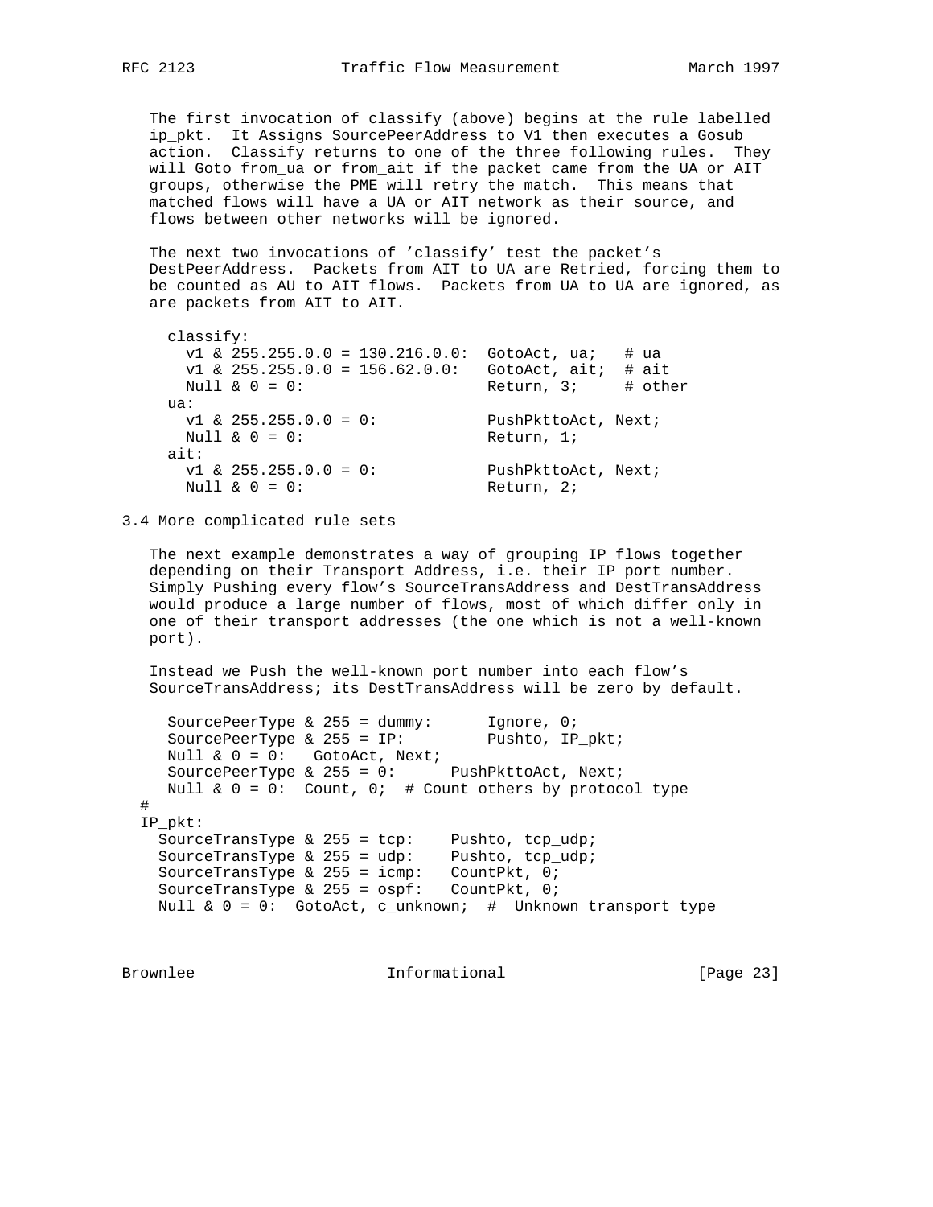The first invocation of classify (above) begins at the rule labelled ip_pkt. It Assigns SourcePeerAddress to V1 then executes a Gosub action. Classify returns to one of the three following rules. They will Goto from_ua or from_ait if the packet came from the UA or AIT groups, otherwise the PME will retry the match. This means that matched flows will have a UA or AIT network as their source, and flows between other networks will be ignored.

The next two invocations of 'classify' test the packet's DestPeerAddress. Packets from AIT to UA are Retried, forcing them to be counted as AU to AIT flows. Packets from UA to UA are ignored, as are packets from AIT to AIT.

```
  classify:
    v1 & 255.255.0.0 = 130.216.0.0:  GotoAct, ua;   # ua
    v1 & 255.255.0.0 = 156.62.0.0:   GotoAct, ait;  # ait
    Null & 0 = 0:                    Return, 3;     # other
  ua:
    v1 & 255.255.0.0 = 0:            PushPkttoAct, Next;
    Null & 0 = 0:                    Return, 1;
  ait:
    v1 & 255.255.0.0 = 0:            PushPkttoAct, Next;
    Null & 0 = 0:                    Return, 2;
```

## 3.4 More complicated rule sets

The next example demonstrates a way of grouping IP flows together depending on their Transport Address, i.e. their IP port number. Simply Pushing every flow's SourceTransAddress and DestTransAddress would produce a large number of flows, most of which differ only in one of their transport addresses (the one which is not a well-known port).

Instead we Push the well-known port number into each flow's SourceTransAddress; its DestTransAddress will be zero by default.

```
   SourcePeerType & 255 = dummy:      Ignore, 0;
   SourcePeerType & 255 = IP:         Pushto, IP_pkt;
   Null & 0 = 0:   GotoAct, Next;
   SourcePeerType & 255 = 0:      PushPkttoAct, Next;
   Null & 0 = 0:  Count, 0;  # Count others by protocol type
 #
 IP_pkt:
  SourceTransType & 255 = tcp:    Pushto, tcp_udp;
  SourceTransType & 255 = udp:    Pushto, tcp_udp;
  SourceTransType & 255 = icmp:   CountPkt, 0;
  SourceTransType & 255 = ospf:   CountPkt, 0;
  Null & 0 = 0:  GotoAct, c_unknown;  #  Unknown transport type
```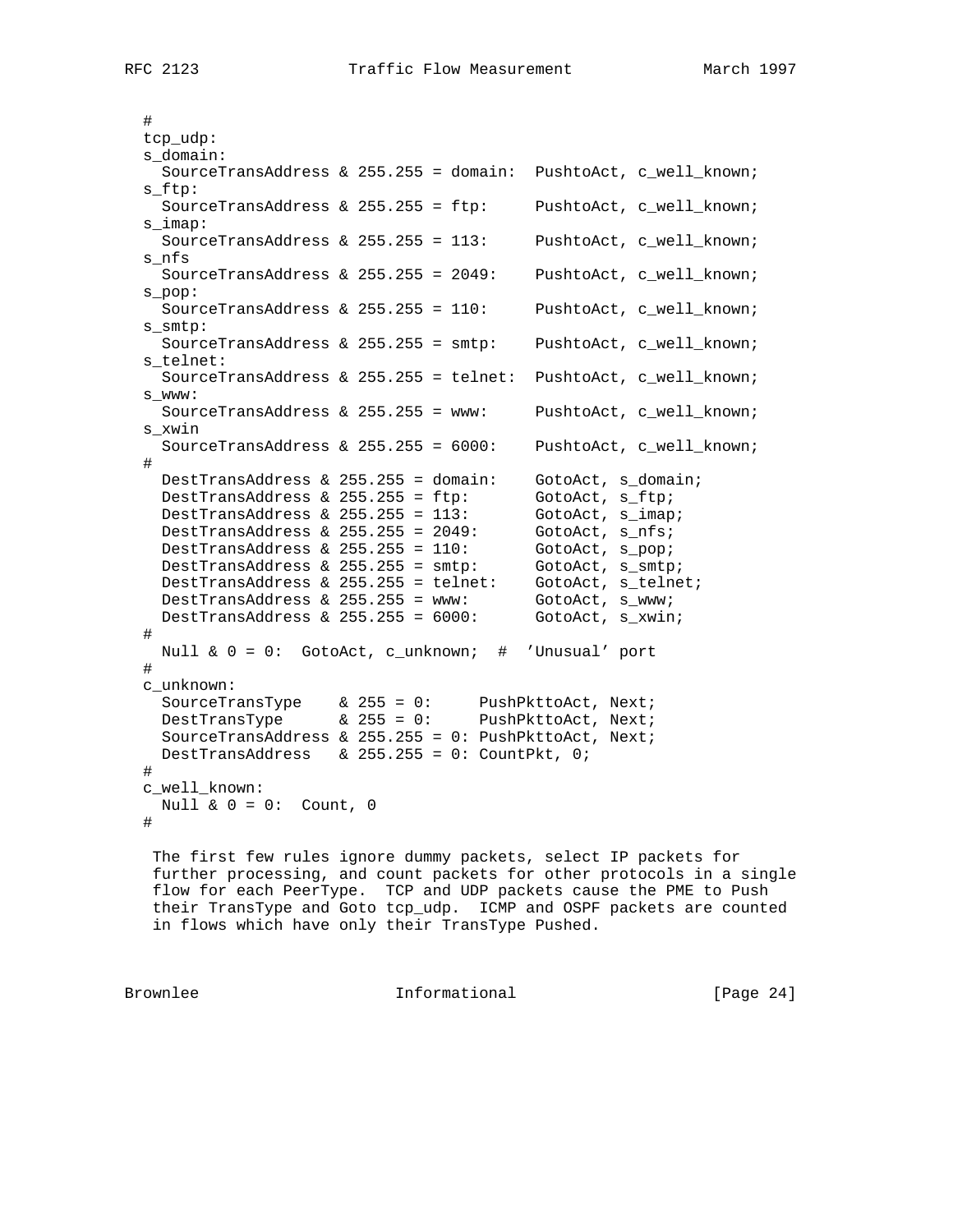```
#
tcp_udp:
s_domain:
  SourceTransAddress & 255.255 = domain:  PushtoAct, c_well_known;
s_ftp:
  SourceTransAddress & 255.255 = ftp:     PushtoAct, c_well_known;
s_imap:
  SourceTransAddress & 255.255 = 113:     PushtoAct, c_well_known;
s_nfs
  SourceTransAddress & 255.255 = 2049:    PushtoAct, c_well_known;
s_pop:
  SourceTransAddress & 255.255 = 110:     PushtoAct, c_well_known;
s_smtp:
  SourceTransAddress & 255.255 = smtp:    PushtoAct, c_well_known;
s_telnet:
  SourceTransAddress & 255.255 = telnet:  PushtoAct, c_well_known;
s_www:
  SourceTransAddress & 255.255 = www:     PushtoAct, c_well_known;
s_xwin
  SourceTransAddress & 255.255 = 6000:    PushtoAct, c_well_known;
#
  DestTransAddress & 255.255 = domain:    GotoAct, s_domain;
  DestTransAddress & 255.255 = ftp:       GotoAct, s_ftp;
  DestTransAddress & 255.255 = 113:       GotoAct, s_imap;
  DestTransAddress & 255.255 = 2049:      GotoAct, s_nfs;
  DestTransAddress & 255.255 = 110:       GotoAct, s_pop;
  DestTransAddress & 255.255 = smtp:      GotoAct, s_smtp;
  DestTransAddress & 255.255 = telnet:    GotoAct, s_telnet;
  DestTransAddress & 255.255 = www:       GotoAct, s_www;
  DestTransAddress & 255.255 = 6000:      GotoAct, s_xwin;
#
  Null & 0 = 0:  GotoAct, c_unknown;  #  'Unusual' port
#
c_unknown:
  SourceTransType    & 255 = 0:     PushPkttoAct, Next;
  DestTransType      & 255 = 0:     PushPkttoAct, Next;
  SourceTransAddress & 255.255 = 0: PushPkttoAct, Next;
  DestTransAddress   & 255.255 = 0: CountPkt, 0;
#
c_well_known:
  Null & 0 = 0:  Count, 0
#
```

The first few rules ignore dummy packets, select IP packets for further processing, and count packets for other protocols in a single flow for each PeerType. TCP and UDP packets cause the PME to Push their TransType and Goto tcp_udp. ICMP and OSPF packets are counted in flows which have only their TransType Pushed.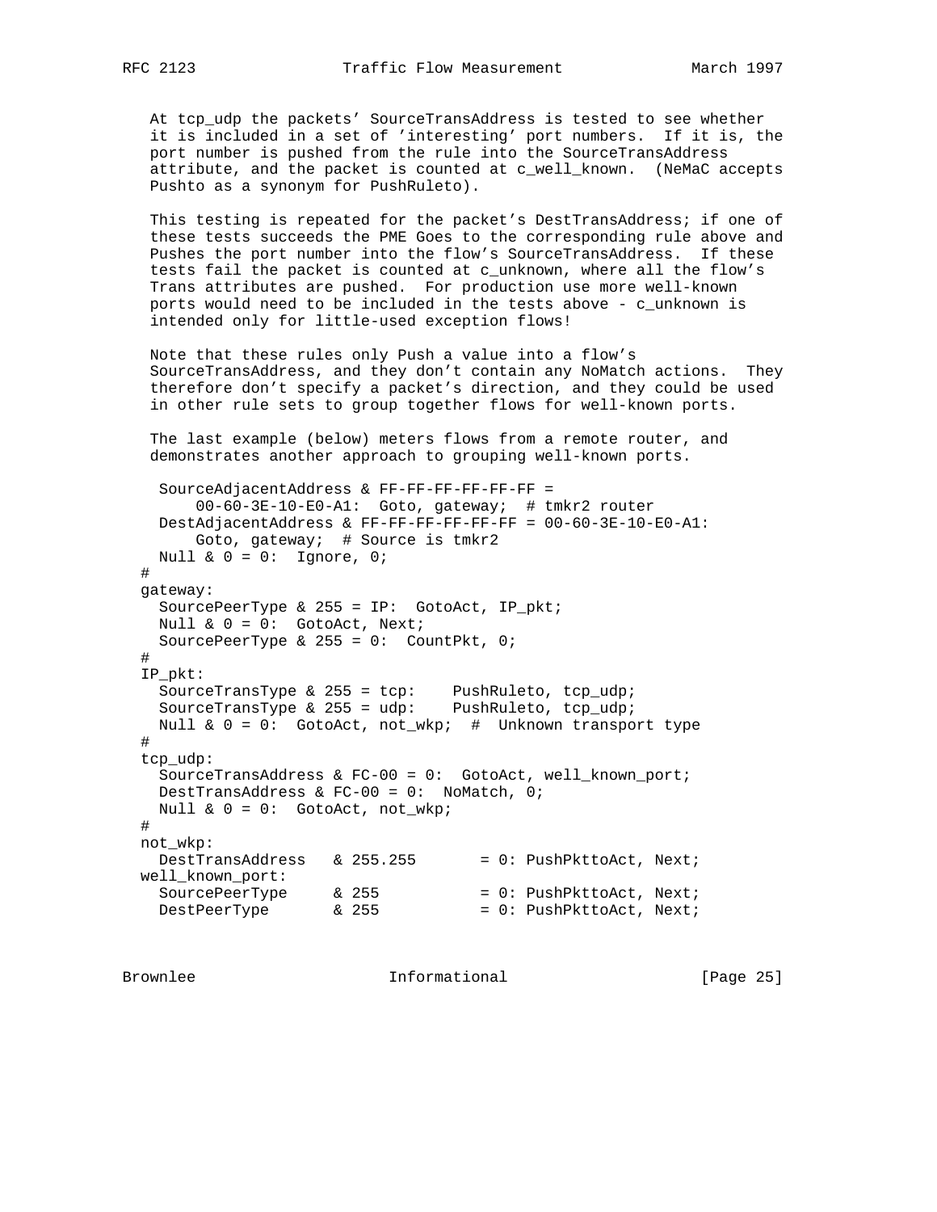At tcp_udp the packets' SourceTransAddress is tested to see whether it is included in a set of 'interesting' port numbers. If it is, the port number is pushed from the rule into the SourceTransAddress attribute, and the packet is counted at c_well_known. (NeMaC accepts Pushto as a synonym for PushRuleto).

This testing is repeated for the packet's DestTransAddress; if one of these tests succeeds the PME Goes to the corresponding rule above and Pushes the port number into the flow's SourceTransAddress. If these tests fail the packet is counted at c_unknown, where all the flow's Trans attributes are pushed. For production use more well-known ports would need to be included in the tests above - c_unknown is intended only for little-used exception flows!

Note that these rules only Push a value into a flow's SourceTransAddress, and they don't contain any NoMatch actions. They therefore don't specify a packet's direction, and they could be used in other rule sets to group together flows for well-known ports.

The last example (below) meters flows from a remote router, and demonstrates another approach to grouping well-known ports.

```
  SourceAdjacentAddress & FF-FF-FF-FF-FF-FF =
      00-60-3E-10-E0-A1:  Goto, gateway;  # tmkr2 router
  DestAdjacentAddress & FF-FF-FF-FF-FF-FF = 00-60-3E-10-E0-A1:
      Goto, gateway;  # Source is tmkr2
  Null & 0 = 0:  Ignore, 0;
#
gateway:
  SourcePeerType & 255 = IP:  GotoAct, IP_pkt;
  Null & 0 = 0:  GotoAct, Next;
  SourcePeerType & 255 = 0:  CountPkt, 0;
#
IP_pkt:
  SourceTransType & 255 = tcp:    PushRuleto, tcp_udp;
  SourceTransType & 255 = udp:    PushRuleto, tcp_udp;
  Null & 0 = 0:  GotoAct, not_wkp;  #  Unknown transport type
#
tcp_udp:
  SourceTransAddress & FC-00 = 0:  GotoAct, well_known_port;
  DestTransAddress & FC-00 = 0:  NoMatch, 0;
  Null & 0 = 0:  GotoAct, not_wkp;
#
not_wkp:
  DestTransAddress   & 255.255       = 0: PushPkttoAct, Next;
well_known_port:
  SourcePeerType     & 255           = 0: PushPkttoAct, Next;
  DestPeerType       & 255           = 0: PushPkttoAct, Next;
```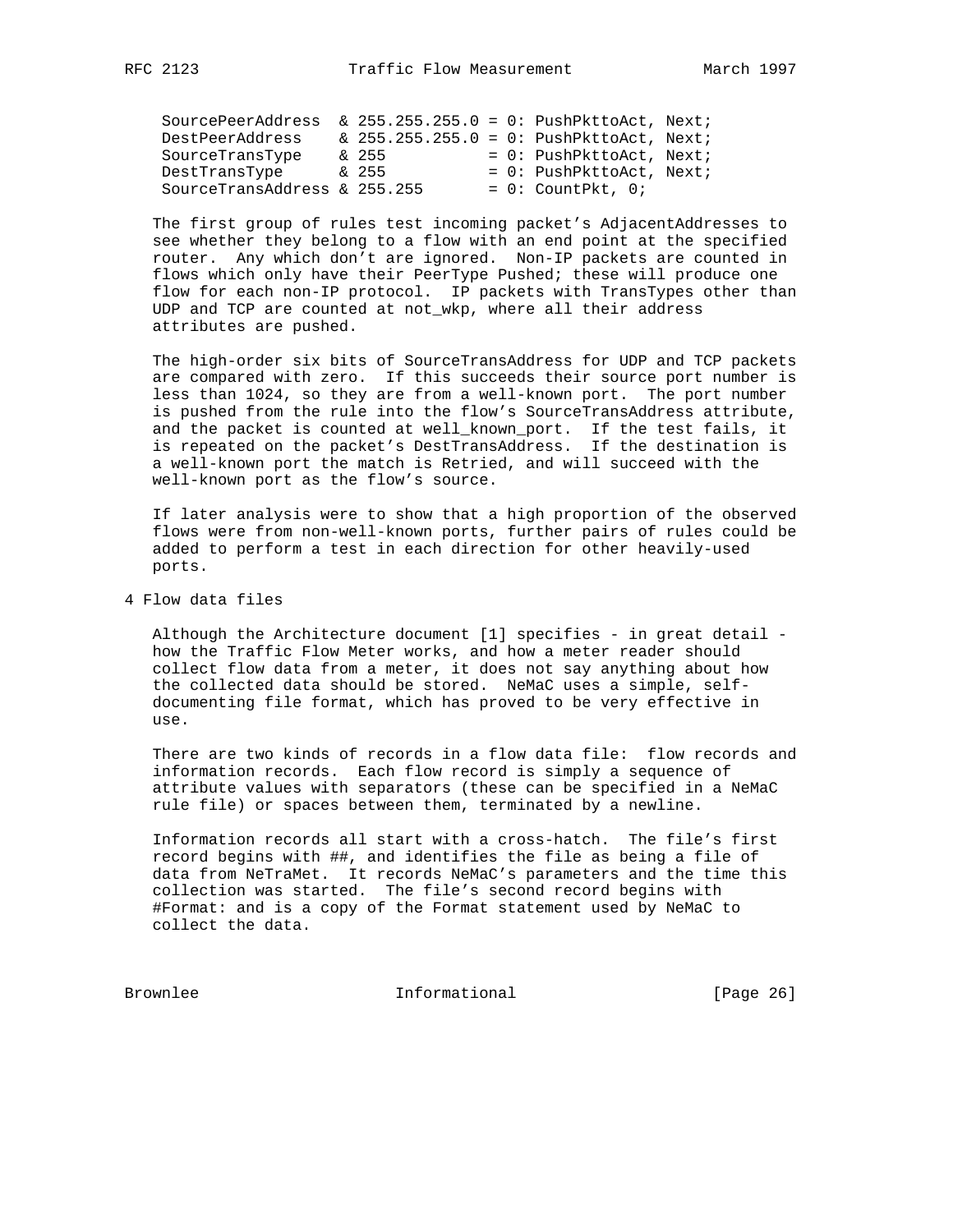```
SourcePeerAddress  & 255.255.255.0 = 0: PushPkttoAct, Next;
DestPeerAddress    & 255.255.255.0 = 0: PushPkttoAct, Next;
SourceTransType    & 255           = 0: PushPkttoAct, Next;
DestTransType      & 255           = 0: PushPkttoAct, Next;
SourceTransAddress & 255.255       = 0: CountPkt, 0;
```

The first group of rules test incoming packet's AdjacentAddresses to see whether they belong to a flow with an end point at the specified router. Any which don't are ignored. Non-IP packets are counted in flows which only have their PeerType Pushed; these will produce one flow for each non-IP protocol. IP packets with TransTypes other than UDP and TCP are counted at not_wkp, where all their address attributes are pushed.

The high-order six bits of SourceTransAddress for UDP and TCP packets are compared with zero. If this succeeds their source port number is less than 1024, so they are from a well-known port. The port number is pushed from the rule into the flow's SourceTransAddress attribute, and the packet is counted at well_known_port. If the test fails, it is repeated on the packet's DestTransAddress. If the destination is a well-known port the match is Retried, and will succeed with the well-known port as the flow's source.

If later analysis were to show that a high proportion of the observed flows were from non-well-known ports, further pairs of rules could be added to perform a test in each direction for other heavily-used ports.

# 4 Flow data files

Although the Architecture document [1] specifies - in great detail - how the Traffic Flow Meter works, and how a meter reader should collect flow data from a meter, it does not say anything about how the collected data should be stored. NeMaC uses a simple, self-documenting file format, which has proved to be very effective in use.

There are two kinds of records in a flow data file: flow records and information records. Each flow record is simply a sequence of attribute values with separators (these can be specified in a NeMaC rule file) or spaces between them, terminated by a newline.

Information records all start with a cross-hatch. The file's first record begins with ##, and identifies the file as being a file of data from NeTraMet. It records NeMaC's parameters and the time this collection was started. The file's second record begins with #Format: and is a copy of the Format statement used by NeMaC to collect the data.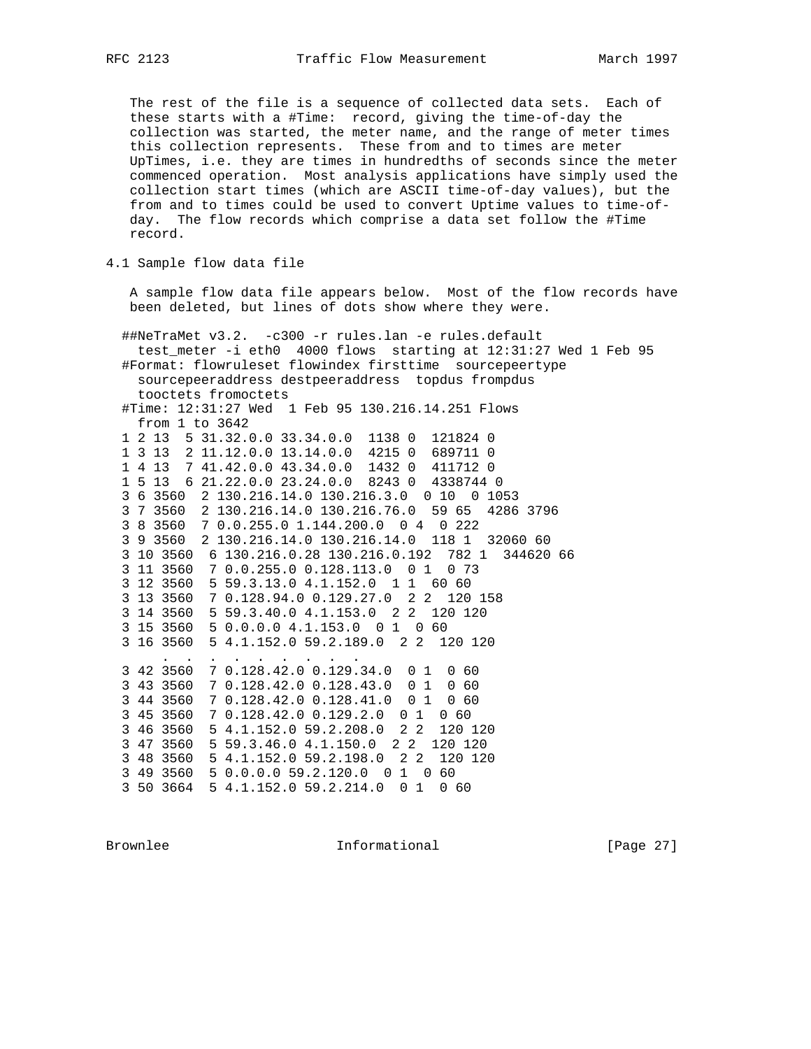The rest of the file is a sequence of collected data sets. Each of these starts with a #Time: record, giving the time-of-day the collection was started, the meter name, and the range of meter times this collection represents. These from and to times are meter UpTimes, i.e. they are times in hundredths of seconds since the meter commenced operation. Most analysis applications have simply used the collection start times (which are ASCII time-of-day values), but the from and to times could be used to convert Uptime values to time-of-day. The flow records which comprise a data set follow the #Time record.

### 4.1 Sample flow data file

A sample flow data file appears below. Most of the flow records have been deleted, but lines of dots show where they were.

```
##NeTraMet v3.2.  -c300 -r rules.lan -e rules.default
  test_meter -i eth0  4000 flows  starting at 12:31:27 Wed 1 Feb 95
#Format: flowruleset flowindex firsttime  sourcepeertype
  sourcepeeraddress destpeeraddress  topdus frompdus
  tooctets fromoctets
#Time: 12:31:27 Wed  1 Feb 95 130.216.14.251 Flows
  from 1 to 3642
1 2 13  5 31.32.0.0 33.34.0.0  1138 0  121824 0
1 3 13  2 11.12.0.0 13.14.0.0  4215 0  689711 0
1 4 13  7 41.42.0.0 43.34.0.0  1432 0  411712 0
1 5 13  6 21.22.0.0 23.24.0.0  8243 0  4338744 0
3 6 3560  2 130.216.14.0 130.216.3.0  0 10  0 1053
3 7 3560  2 130.216.14.0 130.216.76.0  59 65  4286 3796
3 8 3560  7 0.0.255.0 1.144.200.0  0 4  0 222
3 9 3560  2 130.216.14.0 130.216.14.0  118 1  32060 60
3 10 3560  6 130.216.0.28 130.216.0.192  782 1  344620 66
3 11 3560  7 0.0.255.0 0.128.113.0  0 1  0 73
3 12 3560  5 59.3.13.0 4.1.152.0  1 1  60 60
3 13 3560  7 0.128.94.0 0.129.27.0  2 2  120 158
3 14 3560  5 59.3.40.0 4.1.153.0  2 2  120 120
3 15 3560  5 0.0.0.0 4.1.153.0  0 1  0 60
3 16 3560  5 4.1.152.0 59.2.189.0  2 2  120 120
     .  .   .  .  .  .  .  .  .
3 42 3560  7 0.128.42.0 0.129.34.0  0 1  0 60
3 43 3560  7 0.128.42.0 0.128.43.0  0 1  0 60
3 44 3560  7 0.128.42.0 0.128.41.0  0 1  0 60
3 45 3560  7 0.128.42.0 0.129.2.0  0 1  0 60
3 46 3560  5 4.1.152.0 59.2.208.0  2 2  120 120
3 47 3560  5 59.3.46.0 4.1.150.0  2 2  120 120
3 48 3560  5 4.1.152.0 59.2.198.0  2 2  120 120
3 49 3560  5 0.0.0.0 59.2.120.0  0 1  0 60
3 50 3664  5 4.1.152.0 59.2.214.0  0 1  0 60
```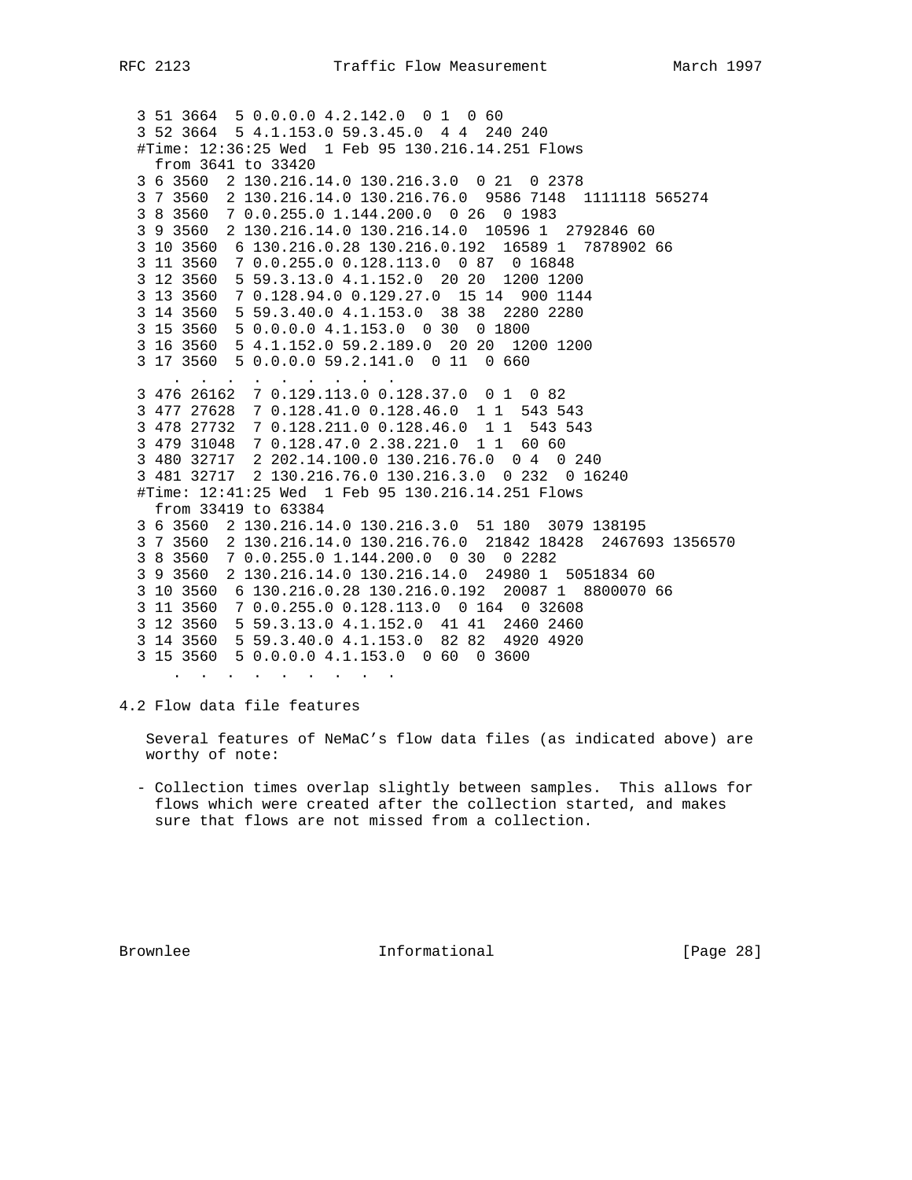```
   3 51 3664  5 0.0.0.0 4.2.142.0  0 1  0 60
   3 52 3664  5 4.1.153.0 59.3.45.0  4 4  240 240
   #Time: 12:36:25 Wed  1 Feb 95 130.216.14.251 Flows
     from 3641 to 33420
   3 6 3560  2 130.216.14.0 130.216.3.0  0 21  0 2378
   3 7 3560  2 130.216.14.0 130.216.76.0  9586 7148  1111118 565274
   3 8 3560  7 0.0.255.0 1.144.200.0  0 26  0 1983
   3 9 3560  2 130.216.14.0 130.216.14.0  10596 1  2792846 60
   3 10 3560  6 130.216.0.28 130.216.0.192  16589 1  7878902 66
   3 11 3560  7 0.0.255.0 0.128.113.0  0 87  0 16848
   3 12 3560  5 59.3.13.0 4.1.152.0  20 20  1200 1200
   3 13 3560  7 0.128.94.0 0.129.27.0  15 14  900 1144
   3 14 3560  5 59.3.40.0 4.1.153.0  38 38  2280 2280
   3 15 3560  5 0.0.0.0 4.1.153.0  0 30  0 1800
   3 16 3560  5 4.1.152.0 59.2.189.0  20 20  1200 1200
   3 17 3560  5 0.0.0.0 59.2.141.0  0 11  0 660
      .  .  .  .  .  .  .  .  .
   3 476 26162  7 0.129.113.0 0.128.37.0  0 1  0 82
   3 477 27628  7 0.128.41.0 0.128.46.0  1 1  543 543
   3 478 27732  7 0.128.211.0 0.128.46.0  1 1  543 543
   3 479 31048  7 0.128.47.0 2.38.221.0  1 1  60 60
   3 480 32717  2 202.14.100.0 130.216.76.0  0 4  0 240
   3 481 32717  2 130.216.76.0 130.216.3.0  0 232  0 16240
   #Time: 12:41:25 Wed  1 Feb 95 130.216.14.251 Flows
     from 33419 to 63384
   3 6 3560  2 130.216.14.0 130.216.3.0  51 180  3079 138195
   3 7 3560  2 130.216.14.0 130.216.76.0  21842 18428  2467693 1356570
   3 8 3560  7 0.0.255.0 1.144.200.0  0 30  0 2282
   3 9 3560  2 130.216.14.0 130.216.14.0  24980 1  5051834 60
   3 10 3560  6 130.216.0.28 130.216.0.192  20087 1  8800070 66
   3 11 3560  7 0.0.255.0 0.128.113.0  0 164  0 32608
   3 12 3560  5 59.3.13.0 4.1.152.0  41 41  2460 2460
   3 14 3560  5 59.3.40.0 4.1.153.0  82 82  4920 4920
   3 15 3560  5 0.0.0.0 4.1.153.0  0 60  0 3600
      .  .  .  .  .  .  .  .  .  .
```

## 4.2 Flow data file features

Several features of NeMaC's flow data files (as indicated above) are worthy of note:

- Collection times overlap slightly between samples. This allows for flows which were created after the collection started, and makes sure that flows are not missed from a collection.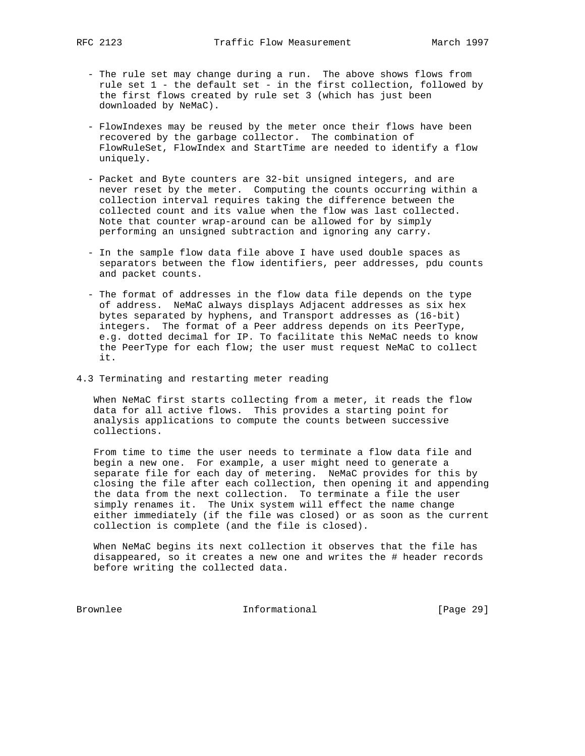- The rule set may change during a run. The above shows flows from rule set 1 - the default set - in the first collection, followed by the first flows created by rule set 3 (which has just been downloaded by NeMaC).

- FlowIndexes may be reused by the meter once their flows have been recovered by the garbage collector. The combination of FlowRuleSet, FlowIndex and StartTime are needed to identify a flow uniquely.

- Packet and Byte counters are 32-bit unsigned integers, and are never reset by the meter. Computing the counts occurring within a collection interval requires taking the difference between the collected count and its value when the flow was last collected. Note that counter wrap-around can be allowed for by simply performing an unsigned subtraction and ignoring any carry.

- In the sample flow data file above I have used double spaces as separators between the flow identifiers, peer addresses, pdu counts and packet counts.

- The format of addresses in the flow data file depends on the type of address. NeMaC always displays Adjacent addresses as six hex bytes separated by hyphens, and Transport addresses as (16-bit) integers. The format of a Peer address depends on its PeerType, e.g. dotted decimal for IP. To facilitate this NeMaC needs to know the PeerType for each flow; the user must request NeMaC to collect it.

## 4.3 Terminating and restarting meter reading

When NeMaC first starts collecting from a meter, it reads the flow data for all active flows. This provides a starting point for analysis applications to compute the counts between successive collections.

From time to time the user needs to terminate a flow data file and begin a new one. For example, a user might need to generate a separate file for each day of metering. NeMaC provides for this by closing the file after each collection, then opening it and appending the data from the next collection. To terminate a file the user simply renames it. The Unix system will effect the name change either immediately (if the file was closed) or as soon as the current collection is complete (and the file is closed).

When NeMaC begins its next collection it observes that the file has disappeared, so it creates a new one and writes the # header records before writing the collected data.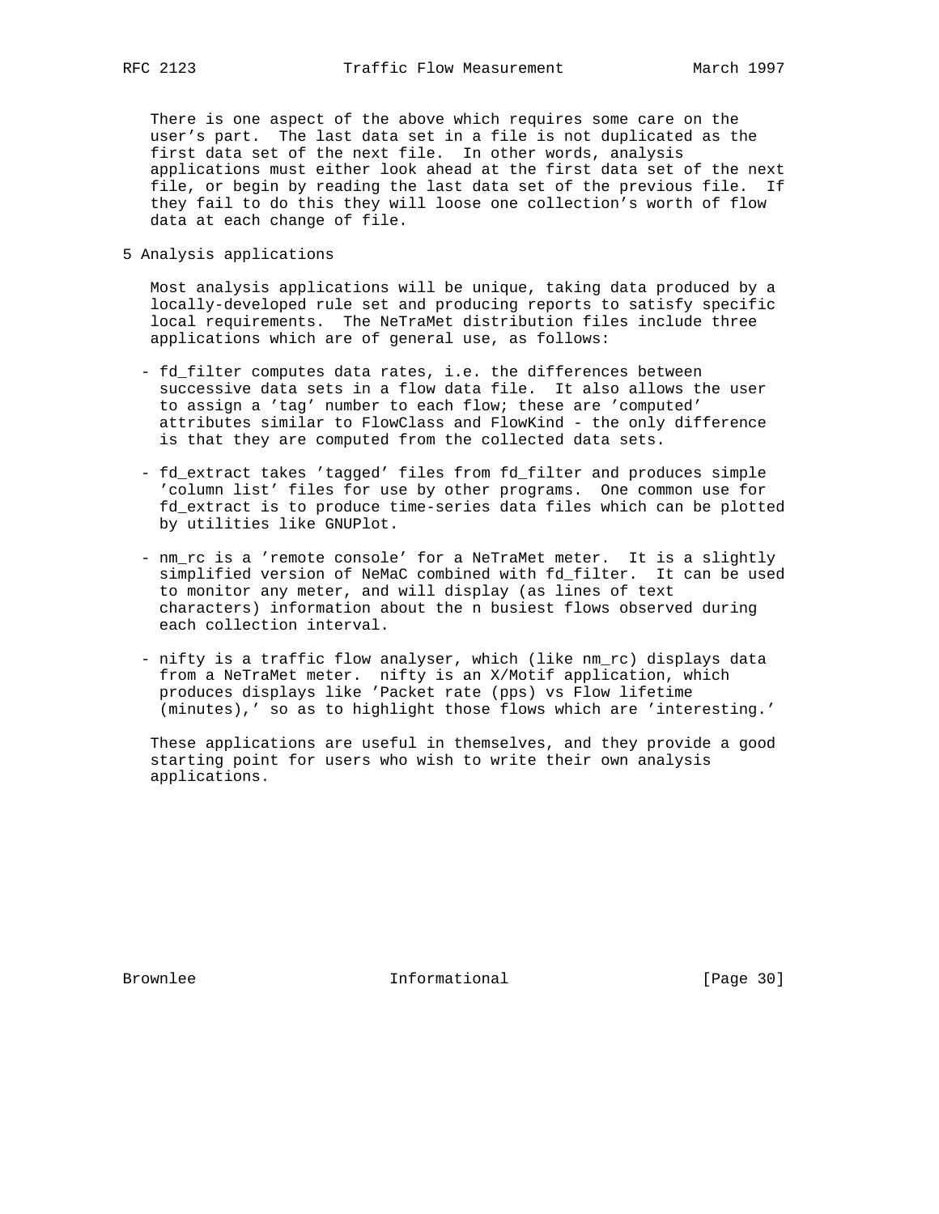There is one aspect of the above which requires some care on the user's part. The last data set in a file is not duplicated as the first data set of the next file. In other words, analysis applications must either look ahead at the first data set of the next file, or begin by reading the last data set of the previous file. If they fail to do this they will loose one collection's worth of flow data at each change of file.

## 5 Analysis applications

Most analysis applications will be unique, taking data produced by a locally-developed rule set and producing reports to satisfy specific local requirements. The NeTraMet distribution files include three applications which are of general use, as follows:

- fd_filter computes data rates, i.e. the differences between successive data sets in a flow data file. It also allows the user to assign a 'tag' number to each flow; these are 'computed' attributes similar to FlowClass and FlowKind - the only difference is that they are computed from the collected data sets.

- fd_extract takes 'tagged' files from fd_filter and produces simple 'column list' files for use by other programs. One common use for fd_extract is to produce time-series data files which can be plotted by utilities like GNUPlot.

- nm_rc is a 'remote console' for a NeTraMet meter. It is a slightly simplified version of NeMaC combined with fd_filter. It can be used to monitor any meter, and will display (as lines of text characters) information about the n busiest flows observed during each collection interval.

- nifty is a traffic flow analyser, which (like nm_rc) displays data from a NeTraMet meter. nifty is an X/Motif application, which produces displays like 'Packet rate (pps) vs Flow lifetime (minutes),' so as to highlight those flows which are 'interesting.'

These applications are useful in themselves, and they provide a good starting point for users who wish to write their own analysis applications.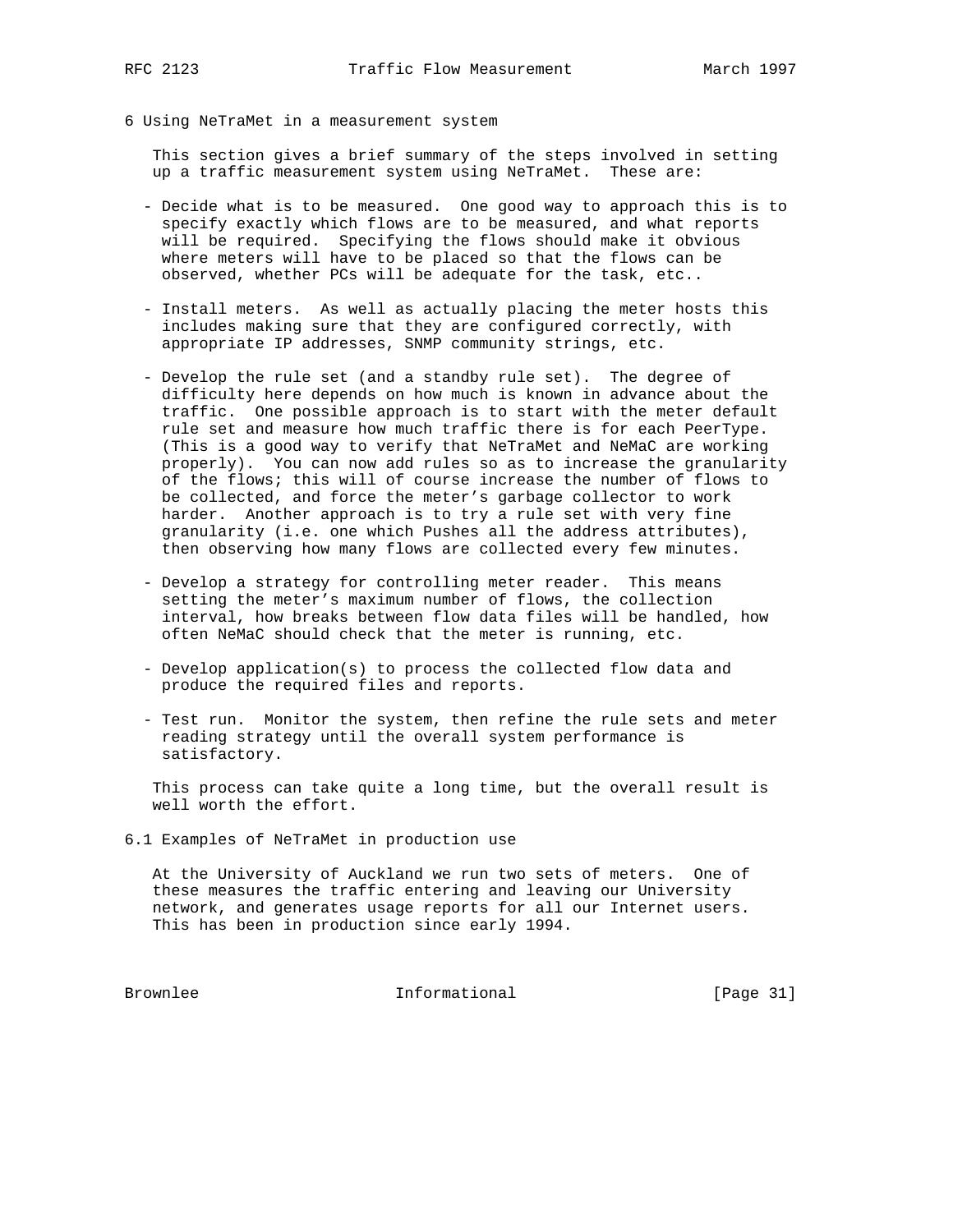## 6 Using NeTraMet in a measurement system

This section gives a brief summary of the steps involved in setting up a traffic measurement system using NeTraMet. These are:

- Decide what is to be measured. One good way to approach this is to specify exactly which flows are to be measured, and what reports will be required. Specifying the flows should make it obvious where meters will have to be placed so that the flows can be observed, whether PCs will be adequate for the task, etc..

- Install meters. As well as actually placing the meter hosts this includes making sure that they are configured correctly, with appropriate IP addresses, SNMP community strings, etc.

- Develop the rule set (and a standby rule set). The degree of difficulty here depends on how much is known in advance about the traffic. One possible approach is to start with the meter default rule set and measure how much traffic there is for each PeerType. (This is a good way to verify that NeTraMet and NeMaC are working properly). You can now add rules so as to increase the granularity of the flows; this will of course increase the number of flows to be collected, and force the meter's garbage collector to work harder. Another approach is to try a rule set with very fine granularity (i.e. one which Pushes all the address attributes), then observing how many flows are collected every few minutes.

- Develop a strategy for controlling meter reader. This means setting the meter's maximum number of flows, the collection interval, how breaks between flow data files will be handled, how often NeMaC should check that the meter is running, etc.

- Develop application(s) to process the collected flow data and produce the required files and reports.

- Test run. Monitor the system, then refine the rule sets and meter reading strategy until the overall system performance is satisfactory.

This process can take quite a long time, but the overall result is well worth the effort.

### 6.1 Examples of NeTraMet in production use

At the University of Auckland we run two sets of meters. One of these measures the traffic entering and leaving our University network, and generates usage reports for all our Internet users. This has been in production since early 1994.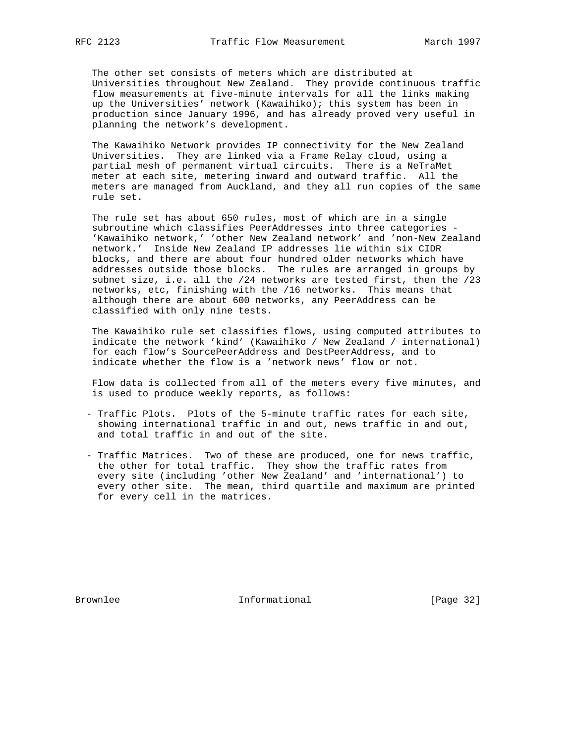The other set consists of meters which are distributed at Universities throughout New Zealand. They provide continuous traffic flow measurements at five-minute intervals for all the links making up the Universities' network (Kawaihiko); this system has been in production since January 1996, and has already proved very useful in planning the network's development.

The Kawaihiko Network provides IP connectivity for the New Zealand Universities. They are linked via a Frame Relay cloud, using a partial mesh of permanent virtual circuits. There is a NeTraMet meter at each site, metering inward and outward traffic. All the meters are managed from Auckland, and they all run copies of the same rule set.

The rule set has about 650 rules, most of which are in a single subroutine which classifies PeerAddresses into three categories - 'Kawaihiko network,' 'other New Zealand network' and 'non-New Zealand network.' Inside New Zealand IP addresses lie within six CIDR blocks, and there are about four hundred older networks which have addresses outside those blocks. The rules are arranged in groups by subnet size, i.e. all the /24 networks are tested first, then the /23 networks, etc, finishing with the /16 networks. This means that although there are about 600 networks, any PeerAddress can be classified with only nine tests.

The Kawaihiko rule set classifies flows, using computed attributes to indicate the network 'kind' (Kawaihiko / New Zealand / international) for each flow's SourcePeerAddress and DestPeerAddress, and to indicate whether the flow is a 'network news' flow or not.

Flow data is collected from all of the meters every five minutes, and is used to produce weekly reports, as follows:

- Traffic Plots. Plots of the 5-minute traffic rates for each site, showing international traffic in and out, news traffic in and out, and total traffic in and out of the site.

- Traffic Matrices. Two of these are produced, one for news traffic, the other for total traffic. They show the traffic rates from every site (including 'other New Zealand' and 'international') to every other site. The mean, third quartile and maximum are printed for every cell in the matrices.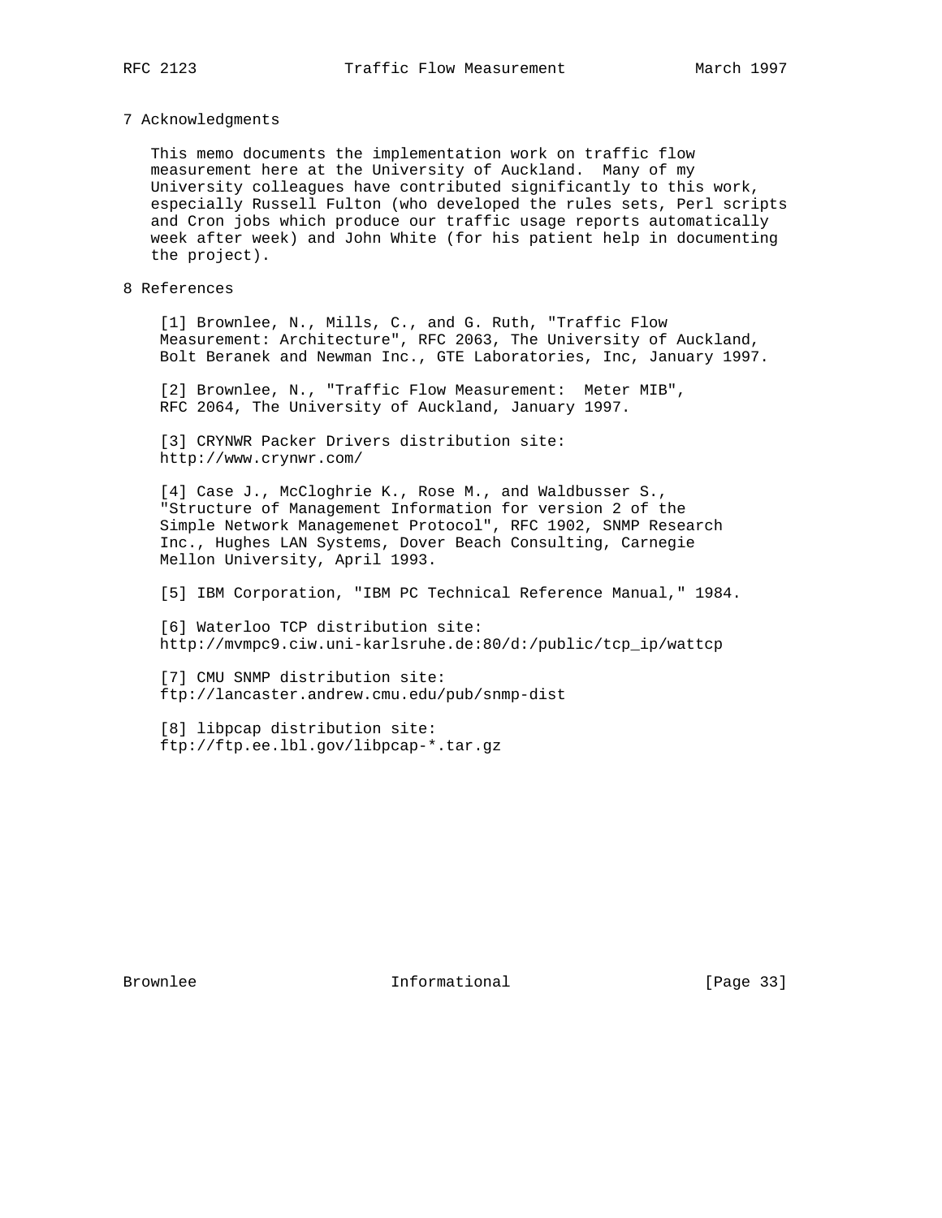## 7 Acknowledgments

This memo documents the implementation work on traffic flow measurement here at the University of Auckland. Many of my University colleagues have contributed significantly to this work, especially Russell Fulton (who developed the rules sets, Perl scripts and Cron jobs which produce our traffic usage reports automatically week after week) and John White (for his patient help in documenting the project).

## 8 References

[1] Brownlee, N., Mills, C., and G. Ruth, "Traffic Flow Measurement: Architecture", RFC 2063, The University of Auckland, Bolt Beranek and Newman Inc., GTE Laboratories, Inc, January 1997.

[2] Brownlee, N., "Traffic Flow Measurement:  Meter MIB", RFC 2064, The University of Auckland, January 1997.

[3] CRYNWR Packer Drivers distribution site: http://www.crynwr.com/

[4] Case J., McCloghrie K., Rose M., and Waldbusser S., "Structure of Management Information for version 2 of the Simple Network Managemenet Protocol", RFC 1902, SNMP Research Inc., Hughes LAN Systems, Dover Beach Consulting, Carnegie Mellon University, April 1993.

[5] IBM Corporation, "IBM PC Technical Reference Manual," 1984.

[6] Waterloo TCP distribution site: http://mvmpc9.ciw.uni-karlsruhe.de:80/d:/public/tcp_ip/wattcp

[7] CMU SNMP distribution site: ftp://lancaster.andrew.cmu.edu/pub/snmp-dist

[8] libpcap distribution site: ftp://ftp.ee.lbl.gov/libpcap-*.tar.gz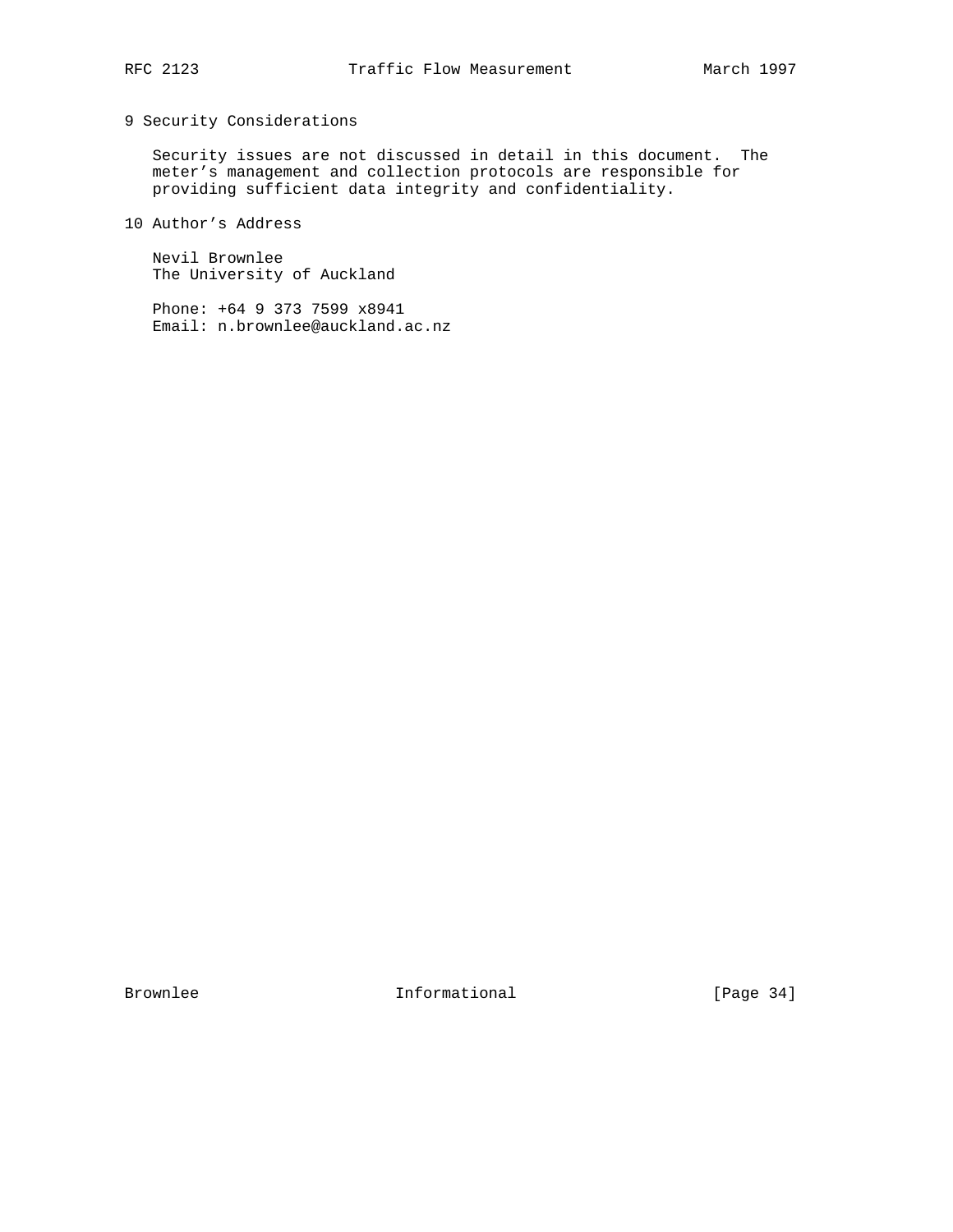## 9 Security Considerations

Security issues are not discussed in detail in this document. The meter's management and collection protocols are responsible for providing sufficient data integrity and confidentiality.

## 10 Author's Address

Nevil Brownlee
The University of Auckland

Phone: +64 9 373 7599 x8941
Email: n.brownlee@auckland.ac.nz